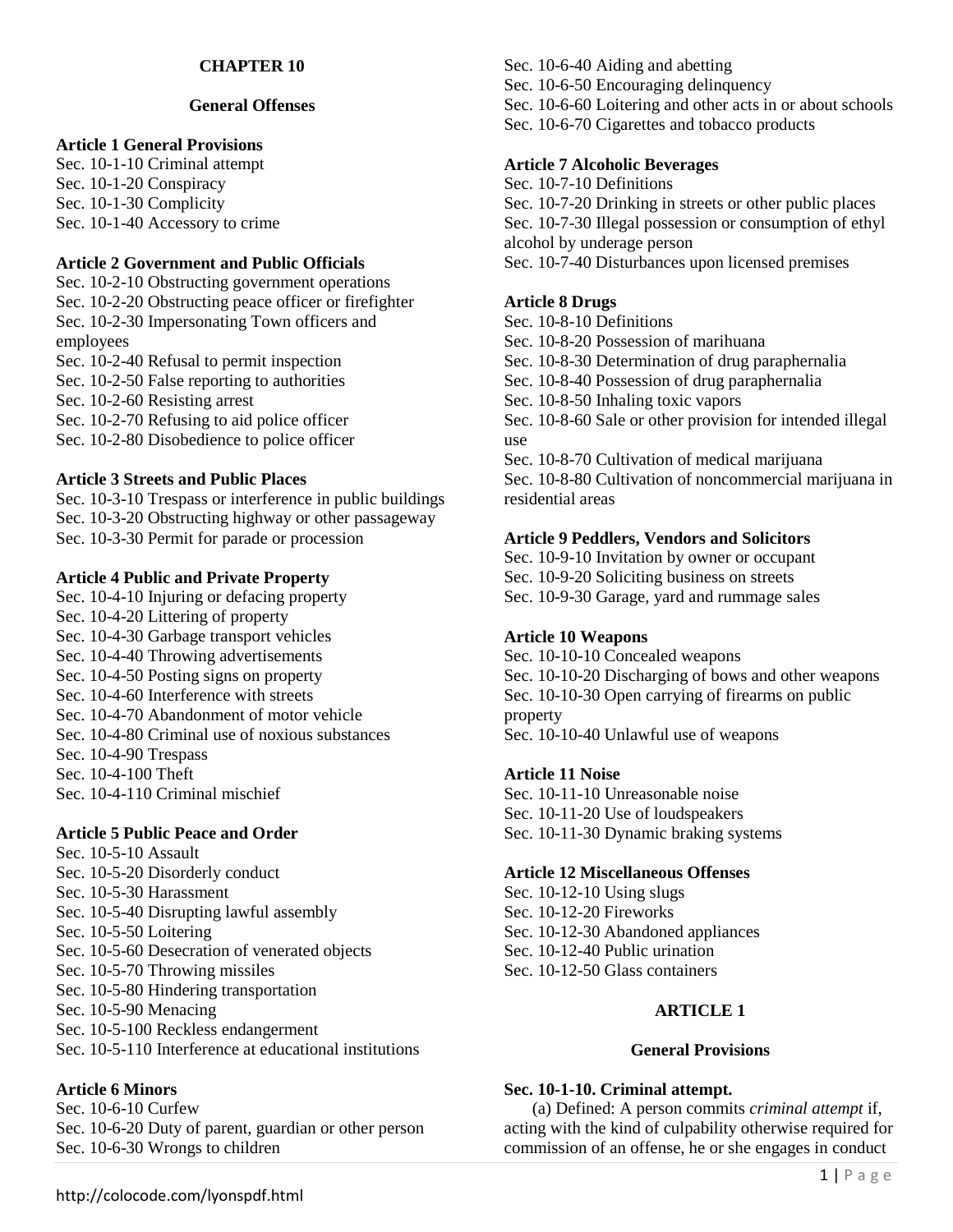# CHAPTER 10

## General Offenses

**Article 1 General Provisions**
Sec. 10-1-10 Criminal attempt
Sec. 10-1-20 Conspiracy
Sec. 10-1-30 Complicity
Sec. 10-1-40 Accessory to crime

**Article 2 Government and Public Officials**
Sec. 10-2-10 Obstructing government operations
Sec. 10-2-20 Obstructing peace officer or firefighter
Sec. 10-2-30 Impersonating Town officers and employees
Sec. 10-2-40 Refusal to permit inspection
Sec. 10-2-50 False reporting to authorities
Sec. 10-2-60 Resisting arrest
Sec. 10-2-70 Refusing to aid police officer
Sec. 10-2-80 Disobedience to police officer

**Article 3 Streets and Public Places**
Sec. 10-3-10 Trespass or interference in public buildings
Sec. 10-3-20 Obstructing highway or other passageway
Sec. 10-3-30 Permit for parade or procession

**Article 4 Public and Private Property**
Sec. 10-4-10 Injuring or defacing property
Sec. 10-4-20 Littering of property
Sec. 10-4-30 Garbage transport vehicles
Sec. 10-4-40 Throwing advertisements
Sec. 10-4-50 Posting signs on property
Sec. 10-4-60 Interference with streets
Sec. 10-4-70 Abandonment of motor vehicle
Sec. 10-4-80 Criminal use of noxious substances
Sec. 10-4-90 Trespass
Sec. 10-4-100 Theft
Sec. 10-4-110 Criminal mischief

**Article 5 Public Peace and Order**
Sec. 10-5-10 Assault
Sec. 10-5-20 Disorderly conduct
Sec. 10-5-30 Harassment
Sec. 10-5-40 Disrupting lawful assembly
Sec. 10-5-50 Loitering
Sec. 10-5-60 Desecration of venerated objects
Sec. 10-5-70 Throwing missiles
Sec. 10-5-80 Hindering transportation
Sec. 10-5-90 Menacing
Sec. 10-5-100 Reckless endangerment
Sec. 10-5-110 Interference at educational institutions

**Article 6 Minors**
Sec. 10-6-10 Curfew
Sec. 10-6-20 Duty of parent, guardian or other person
Sec. 10-6-30 Wrongs to children
Sec. 10-6-40 Aiding and abetting
Sec. 10-6-50 Encouraging delinquency
Sec. 10-6-60 Loitering and other acts in or about schools
Sec. 10-6-70 Cigarettes and tobacco products

**Article 7 Alcoholic Beverages**
Sec. 10-7-10 Definitions
Sec. 10-7-20 Drinking in streets or other public places
Sec. 10-7-30 Illegal possession or consumption of ethyl alcohol by underage person
Sec. 10-7-40 Disturbances upon licensed premises

**Article 8 Drugs**
Sec. 10-8-10 Definitions
Sec. 10-8-20 Possession of marihuana
Sec. 10-8-30 Determination of drug paraphernalia
Sec. 10-8-40 Possession of drug paraphernalia
Sec. 10-8-50 Inhaling toxic vapors
Sec. 10-8-60 Sale or other provision for intended illegal use
Sec. 10-8-70 Cultivation of medical marijuana
Sec. 10-8-80 Cultivation of noncommercial marijuana in residential areas

**Article 9 Peddlers, Vendors and Solicitors**
Sec. 10-9-10 Invitation by owner or occupant
Sec. 10-9-20 Soliciting business on streets
Sec. 10-9-30 Garage, yard and rummage sales

**Article 10 Weapons**
Sec. 10-10-10 Concealed weapons
Sec. 10-10-20 Discharging of bows and other weapons
Sec. 10-10-30 Open carrying of firearms on public property
Sec. 10-10-40 Unlawful use of weapons

**Article 11 Noise**
Sec. 10-11-10 Unreasonable noise
Sec. 10-11-20 Use of loudspeakers
Sec. 10-11-30 Dynamic braking systems

**Article 12 Miscellaneous Offenses**
Sec. 10-12-10 Using slugs
Sec. 10-12-20 Fireworks
Sec. 10-12-30 Abandoned appliances
Sec. 10-12-40 Public urination
Sec. 10-12-50 Glass containers

## ARTICLE 1

## General Provisions

### Sec. 10-1-10. Criminal attempt.

(a) Defined: A person commits *criminal attempt* if, acting with the kind of culpability otherwise required for commission of an offense, he or she engages in conduct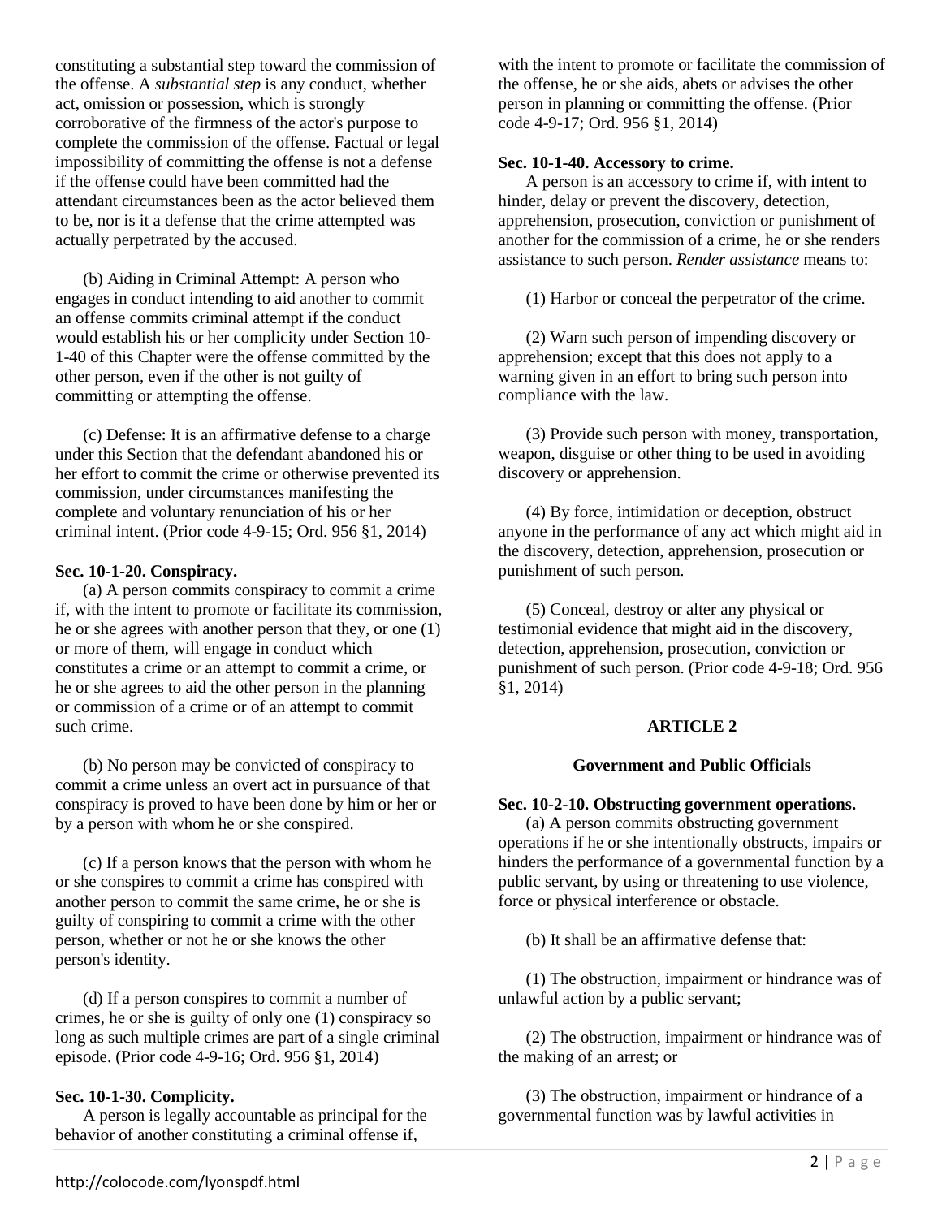constituting a substantial step toward the commission of the offense. A *substantial step* is any conduct, whether act, omission or possession, which is strongly corroborative of the firmness of the actor's purpose to complete the commission of the offense. Factual or legal impossibility of committing the offense is not a defense if the offense could have been committed had the attendant circumstances been as the actor believed them to be, nor is it a defense that the crime attempted was actually perpetrated by the accused.

(b) Aiding in Criminal Attempt: A person who engages in conduct intending to aid another to commit an offense commits criminal attempt if the conduct would establish his or her complicity under Section 10-1-40 of this Chapter were the offense committed by the other person, even if the other is not guilty of committing or attempting the offense.

(c) Defense: It is an affirmative defense to a charge under this Section that the defendant abandoned his or her effort to commit the crime or otherwise prevented its commission, under circumstances manifesting the complete and voluntary renunciation of his or her criminal intent. (Prior code 4-9-15; Ord. 956 §1, 2014)

**Sec. 10-1-20. Conspiracy.**

(a) A person commits conspiracy to commit a crime if, with the intent to promote or facilitate its commission, he or she agrees with another person that they, or one (1) or more of them, will engage in conduct which constitutes a crime or an attempt to commit a crime, or he or she agrees to aid the other person in the planning or commission of a crime or of an attempt to commit such crime.

(b) No person may be convicted of conspiracy to commit a crime unless an overt act in pursuance of that conspiracy is proved to have been done by him or her or by a person with whom he or she conspired.

(c) If a person knows that the person with whom he or she conspires to commit a crime has conspired with another person to commit the same crime, he or she is guilty of conspiring to commit a crime with the other person, whether or not he or she knows the other person's identity.

(d) If a person conspires to commit a number of crimes, he or she is guilty of only one (1) conspiracy so long as such multiple crimes are part of a single criminal episode. (Prior code 4-9-16; Ord. 956 §1, 2014)

**Sec. 10-1-30. Complicity.**

A person is legally accountable as principal for the behavior of another constituting a criminal offense if, with the intent to promote or facilitate the commission of the offense, he or she aids, abets or advises the other person in planning or committing the offense. (Prior code 4-9-17; Ord. 956 §1, 2014)

**Sec. 10-1-40. Accessory to crime.**

A person is an accessory to crime if, with intent to hinder, delay or prevent the discovery, detection, apprehension, prosecution, conviction or punishment of another for the commission of a crime, he or she renders assistance to such person. *Render assistance* means to:

(1) Harbor or conceal the perpetrator of the crime.

(2) Warn such person of impending discovery or apprehension; except that this does not apply to a warning given in an effort to bring such person into compliance with the law.

(3) Provide such person with money, transportation, weapon, disguise or other thing to be used in avoiding discovery or apprehension.

(4) By force, intimidation or deception, obstruct anyone in the performance of any act which might aid in the discovery, detection, apprehension, prosecution or punishment of such person.

(5) Conceal, destroy or alter any physical or testimonial evidence that might aid in the discovery, detection, apprehension, prosecution, conviction or punishment of such person. (Prior code 4-9-18; Ord. 956 §1, 2014)

## ARTICLE 2

### Government and Public Officials

**Sec. 10-2-10. Obstructing government operations.**

(a) A person commits obstructing government operations if he or she intentionally obstructs, impairs or hinders the performance of a governmental function by a public servant, by using or threatening to use violence, force or physical interference or obstacle.

(b) It shall be an affirmative defense that:

(1) The obstruction, impairment or hindrance was of unlawful action by a public servant;

(2) The obstruction, impairment or hindrance was of the making of an arrest; or

(3) The obstruction, impairment or hindrance of a governmental function was by lawful activities in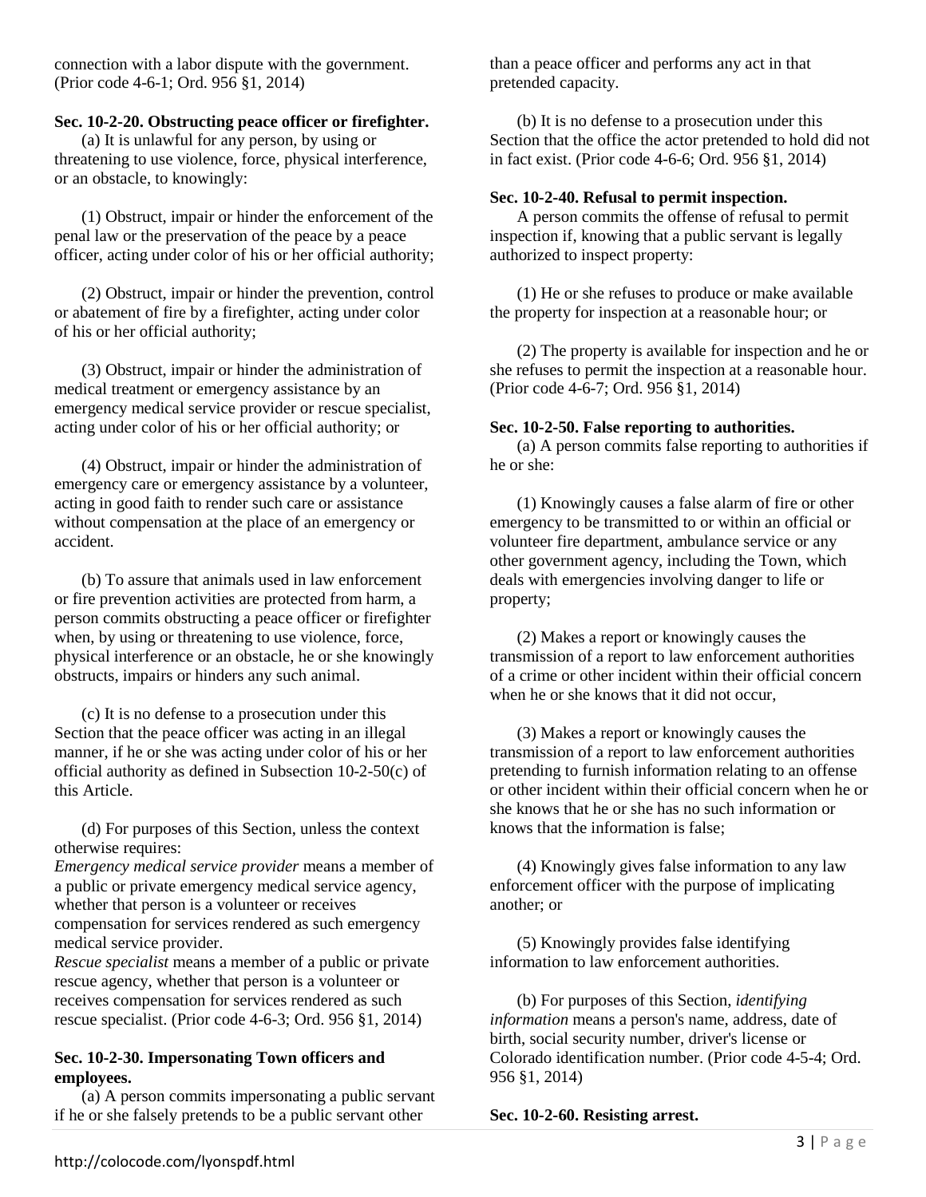connection with a labor dispute with the government. (Prior code 4-6-1; Ord. 956 §1, 2014)

**Sec. 10-2-20. Obstructing peace officer or firefighter.**

(a) It is unlawful for any person, by using or threatening to use violence, force, physical interference, or an obstacle, to knowingly:

(1) Obstruct, impair or hinder the enforcement of the penal law or the preservation of the peace by a peace officer, acting under color of his or her official authority;

(2) Obstruct, impair or hinder the prevention, control or abatement of fire by a firefighter, acting under color of his or her official authority;

(3) Obstruct, impair or hinder the administration of medical treatment or emergency assistance by an emergency medical service provider or rescue specialist, acting under color of his or her official authority; or

(4) Obstruct, impair or hinder the administration of emergency care or emergency assistance by a volunteer, acting in good faith to render such care or assistance without compensation at the place of an emergency or accident.

(b) To assure that animals used in law enforcement or fire prevention activities are protected from harm, a person commits obstructing a peace officer or firefighter when, by using or threatening to use violence, force, physical interference or an obstacle, he or she knowingly obstructs, impairs or hinders any such animal.

(c) It is no defense to a prosecution under this Section that the peace officer was acting in an illegal manner, if he or she was acting under color of his or her official authority as defined in Subsection 10-2-50(c) of this Article.

(d) For purposes of this Section, unless the context otherwise requires:

*Emergency medical service provider* means a member of a public or private emergency medical service agency, whether that person is a volunteer or receives compensation for services rendered as such emergency medical service provider.

*Rescue specialist* means a member of a public or private rescue agency, whether that person is a volunteer or receives compensation for services rendered as such rescue specialist. (Prior code 4-6-3; Ord. 956 §1, 2014)

**Sec. 10-2-30. Impersonating Town officers and employees.**

(a) A person commits impersonating a public servant if he or she falsely pretends to be a public servant other than a peace officer and performs any act in that pretended capacity.

(b) It is no defense to a prosecution under this Section that the office the actor pretended to hold did not in fact exist. (Prior code 4-6-6; Ord. 956 §1, 2014)

**Sec. 10-2-40. Refusal to permit inspection.**

A person commits the offense of refusal to permit inspection if, knowing that a public servant is legally authorized to inspect property:

(1) He or she refuses to produce or make available the property for inspection at a reasonable hour; or

(2) The property is available for inspection and he or she refuses to permit the inspection at a reasonable hour. (Prior code 4-6-7; Ord. 956 §1, 2014)

**Sec. 10-2-50. False reporting to authorities.**

(a) A person commits false reporting to authorities if he or she:

(1) Knowingly causes a false alarm of fire or other emergency to be transmitted to or within an official or volunteer fire department, ambulance service or any other government agency, including the Town, which deals with emergencies involving danger to life or property;

(2) Makes a report or knowingly causes the transmission of a report to law enforcement authorities of a crime or other incident within their official concern when he or she knows that it did not occur,

(3) Makes a report or knowingly causes the transmission of a report to law enforcement authorities pretending to furnish information relating to an offense or other incident within their official concern when he or she knows that he or she has no such information or knows that the information is false;

(4) Knowingly gives false information to any law enforcement officer with the purpose of implicating another; or

(5) Knowingly provides false identifying information to law enforcement authorities.

(b) For purposes of this Section, *identifying information* means a person's name, address, date of birth, social security number, driver's license or Colorado identification number. (Prior code 4-5-4; Ord. 956 §1, 2014)

**Sec. 10-2-60. Resisting arrest.**

http://colocode.com/lyonspdf.html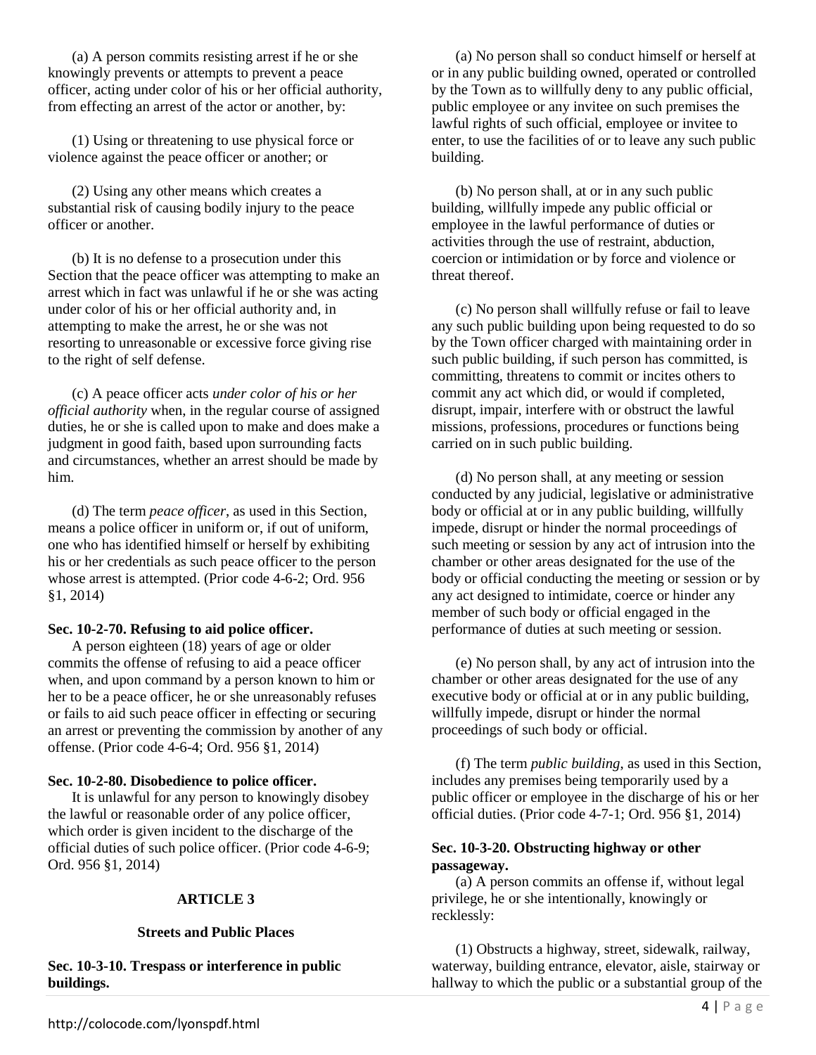(a) A person commits resisting arrest if he or she knowingly prevents or attempts to prevent a peace officer, acting under color of his or her official authority, from effecting an arrest of the actor or another, by:

(1) Using or threatening to use physical force or violence against the peace officer or another; or

(2) Using any other means which creates a substantial risk of causing bodily injury to the peace officer or another.

(b) It is no defense to a prosecution under this Section that the peace officer was attempting to make an arrest which in fact was unlawful if he or she was acting under color of his or her official authority and, in attempting to make the arrest, he or she was not resorting to unreasonable or excessive force giving rise to the right of self defense.

(c) A peace officer acts *under color of his or her official authority* when, in the regular course of assigned duties, he or she is called upon to make and does make a judgment in good faith, based upon surrounding facts and circumstances, whether an arrest should be made by him.

(d) The term *peace officer*, as used in this Section, means a police officer in uniform or, if out of uniform, one who has identified himself or herself by exhibiting his or her credentials as such peace officer to the person whose arrest is attempted. (Prior code 4-6-2; Ord. 956 §1, 2014)

**Sec. 10-2-70. Refusing to aid police officer.**

A person eighteen (18) years of age or older commits the offense of refusing to aid a peace officer when, and upon command by a person known to him or her to be a peace officer, he or she unreasonably refuses or fails to aid such peace officer in effecting or securing an arrest or preventing the commission by another of any offense. (Prior code 4-6-4; Ord. 956 §1, 2014)

**Sec. 10-2-80. Disobedience to police officer.**

It is unlawful for any person to knowingly disobey the lawful or reasonable order of any police officer, which order is given incident to the discharge of the official duties of such police officer. (Prior code 4-6-9; Ord. 956 §1, 2014)

## ARTICLE 3

### Streets and Public Places

**Sec. 10-3-10. Trespass or interference in public buildings.**

(a) No person shall so conduct himself or herself at or in any public building owned, operated or controlled by the Town as to willfully deny to any public official, public employee or any invitee on such premises the lawful rights of such official, employee or invitee to enter, to use the facilities of or to leave any such public building.

(b) No person shall, at or in any such public building, willfully impede any public official or employee in the lawful performance of duties or activities through the use of restraint, abduction, coercion or intimidation or by force and violence or threat thereof.

(c) No person shall willfully refuse or fail to leave any such public building upon being requested to do so by the Town officer charged with maintaining order in such public building, if such person has committed, is committing, threatens to commit or incites others to commit any act which did, or would if completed, disrupt, impair, interfere with or obstruct the lawful missions, professions, procedures or functions being carried on in such public building.

(d) No person shall, at any meeting or session conducted by any judicial, legislative or administrative body or official at or in any public building, willfully impede, disrupt or hinder the normal proceedings of such meeting or session by any act of intrusion into the chamber or other areas designated for the use of the body or official conducting the meeting or session or by any act designed to intimidate, coerce or hinder any member of such body or official engaged in the performance of duties at such meeting or session.

(e) No person shall, by any act of intrusion into the chamber or other areas designated for the use of any executive body or official at or in any public building, willfully impede, disrupt or hinder the normal proceedings of such body or official.

(f) The term *public building*, as used in this Section, includes any premises being temporarily used by a public officer or employee in the discharge of his or her official duties. (Prior code 4-7-1; Ord. 956 §1, 2014)

**Sec. 10-3-20. Obstructing highway or other passageway.**

(a) A person commits an offense if, without legal privilege, he or she intentionally, knowingly or recklessly:

(1) Obstructs a highway, street, sidewalk, railway, waterway, building entrance, elevator, aisle, stairway or hallway to which the public or a substantial group of the

http://colocode.com/lyonspdf.html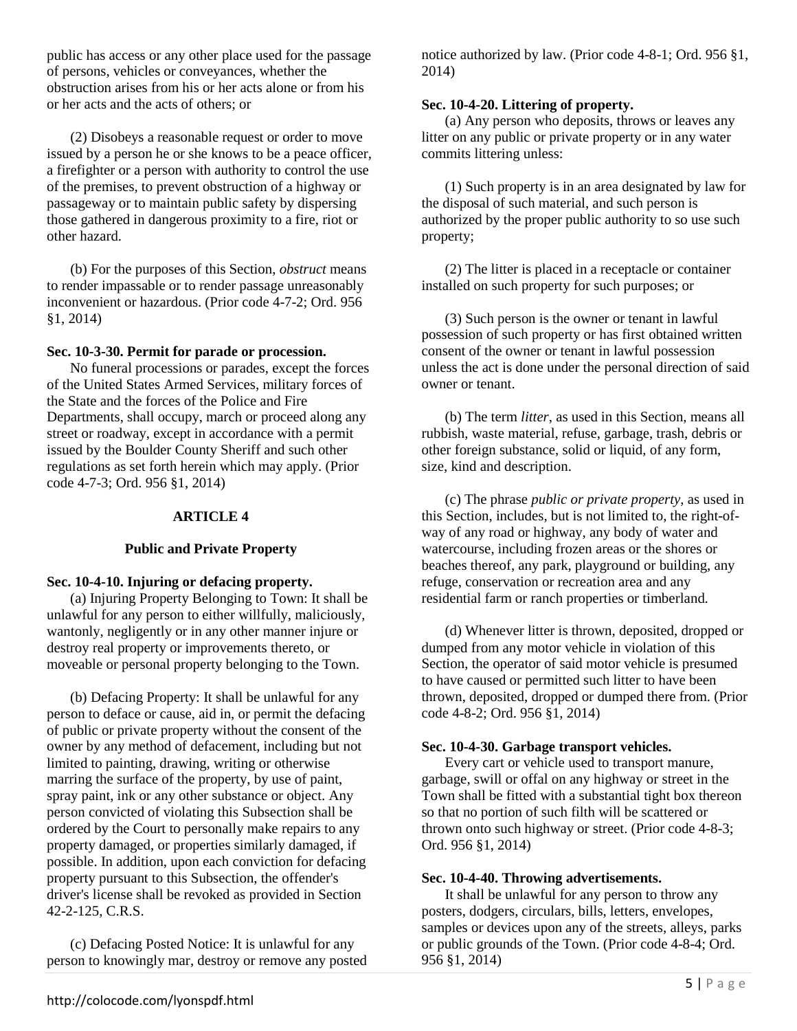public has access or any other place used for the passage of persons, vehicles or conveyances, whether the obstruction arises from his or her acts alone or from his or her acts and the acts of others; or

(2) Disobeys a reasonable request or order to move issued by a person he or she knows to be a peace officer, a firefighter or a person with authority to control the use of the premises, to prevent obstruction of a highway or passageway or to maintain public safety by dispersing those gathered in dangerous proximity to a fire, riot or other hazard.

(b) For the purposes of this Section, *obstruct* means to render impassable or to render passage unreasonably inconvenient or hazardous. (Prior code 4-7-2; Ord. 956 §1, 2014)

**Sec. 10-3-30. Permit for parade or procession.**

No funeral processions or parades, except the forces of the United States Armed Services, military forces of the State and the forces of the Police and Fire Departments, shall occupy, march or proceed along any street or roadway, except in accordance with a permit issued by the Boulder County Sheriff and such other regulations as set forth herein which may apply. (Prior code 4-7-3; Ord. 956 §1, 2014)

## ARTICLE 4

## Public and Private Property

**Sec. 10-4-10. Injuring or defacing property.**

(a) Injuring Property Belonging to Town: It shall be unlawful for any person to either willfully, maliciously, wantonly, negligently or in any other manner injure or destroy real property or improvements thereto, or moveable or personal property belonging to the Town.

(b) Defacing Property: It shall be unlawful for any person to deface or cause, aid in, or permit the defacing of public or private property without the consent of the owner by any method of defacement, including but not limited to painting, drawing, writing or otherwise marring the surface of the property, by use of paint, spray paint, ink or any other substance or object. Any person convicted of violating this Subsection shall be ordered by the Court to personally make repairs to any property damaged, or properties similarly damaged, if possible. In addition, upon each conviction for defacing property pursuant to this Subsection, the offender's driver's license shall be revoked as provided in Section 42-2-125, C.R.S.

(c) Defacing Posted Notice: It is unlawful for any person to knowingly mar, destroy or remove any posted notice authorized by law. (Prior code 4-8-1; Ord. 956 §1, 2014)

**Sec. 10-4-20. Littering of property.**

(a) Any person who deposits, throws or leaves any litter on any public or private property or in any water commits littering unless:

(1) Such property is in an area designated by law for the disposal of such material, and such person is authorized by the proper public authority to so use such property;

(2) The litter is placed in a receptacle or container installed on such property for such purposes; or

(3) Such person is the owner or tenant in lawful possession of such property or has first obtained written consent of the owner or tenant in lawful possession unless the act is done under the personal direction of said owner or tenant.

(b) The term *litter*, as used in this Section, means all rubbish, waste material, refuse, garbage, trash, debris or other foreign substance, solid or liquid, of any form, size, kind and description.

(c) The phrase *public or private property*, as used in this Section, includes, but is not limited to, the right-of-way of any road or highway, any body of water and watercourse, including frozen areas or the shores or beaches thereof, any park, playground or building, any refuge, conservation or recreation area and any residential farm or ranch properties or timberland.

(d) Whenever litter is thrown, deposited, dropped or dumped from any motor vehicle in violation of this Section, the operator of said motor vehicle is presumed to have caused or permitted such litter to have been thrown, deposited, dropped or dumped there from. (Prior code 4-8-2; Ord. 956 §1, 2014)

**Sec. 10-4-30. Garbage transport vehicles.**

Every cart or vehicle used to transport manure, garbage, swill or offal on any highway or street in the Town shall be fitted with a substantial tight box thereon so that no portion of such filth will be scattered or thrown onto such highway or street. (Prior code 4-8-3; Ord. 956 §1, 2014)

**Sec. 10-4-40. Throwing advertisements.**

It shall be unlawful for any person to throw any posters, dodgers, circulars, bills, letters, envelopes, samples or devices upon any of the streets, alleys, parks or public grounds of the Town. (Prior code 4-8-4; Ord. 956 §1, 2014)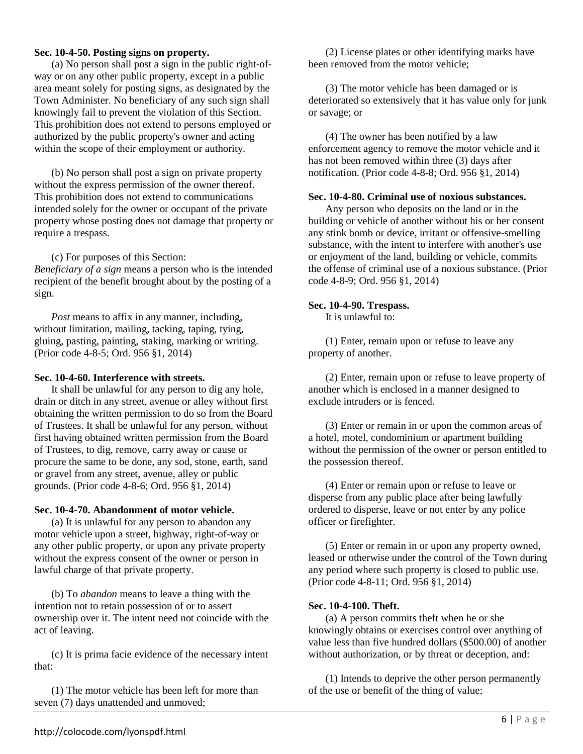**Sec. 10-4-50. Posting signs on property.**

(a) No person shall post a sign in the public right-of-way or on any other public property, except in a public area meant solely for posting signs, as designated by the Town Administer. No beneficiary of any such sign shall knowingly fail to prevent the violation of this Section. This prohibition does not extend to persons employed or authorized by the public property's owner and acting within the scope of their employment or authority.

(b) No person shall post a sign on private property without the express permission of the owner thereof. This prohibition does not extend to communications intended solely for the owner or occupant of the private property whose posting does not damage that property or require a trespass.

(c) For purposes of this Section:

*Beneficiary of a sign* means a person who is the intended recipient of the benefit brought about by the posting of a sign.

*Post* means to affix in any manner, including, without limitation, mailing, tacking, taping, tying, gluing, pasting, painting, staking, marking or writing. (Prior code 4-8-5; Ord. 956 §1, 2014)

**Sec. 10-4-60. Interference with streets.**

It shall be unlawful for any person to dig any hole, drain or ditch in any street, avenue or alley without first obtaining the written permission to do so from the Board of Trustees. It shall be unlawful for any person, without first having obtained written permission from the Board of Trustees, to dig, remove, carry away or cause or procure the same to be done, any sod, stone, earth, sand or gravel from any street, avenue, alley or public grounds. (Prior code 4-8-6; Ord. 956 §1, 2014)

**Sec. 10-4-70. Abandonment of motor vehicle.**

(a) It is unlawful for any person to abandon any motor vehicle upon a street, highway, right-of-way or any other public property, or upon any private property without the express consent of the owner or person in lawful charge of that private property.

(b) To *abandon* means to leave a thing with the intention not to retain possession of or to assert ownership over it. The intent need not coincide with the act of leaving.

(c) It is prima facie evidence of the necessary intent that:

(1) The motor vehicle has been left for more than seven (7) days unattended and unmoved;

(2) License plates or other identifying marks have been removed from the motor vehicle;

(3) The motor vehicle has been damaged or is deteriorated so extensively that it has value only for junk or savage; or

(4) The owner has been notified by a law enforcement agency to remove the motor vehicle and it has not been removed within three (3) days after notification. (Prior code 4-8-8; Ord. 956 §1, 2014)

**Sec. 10-4-80. Criminal use of noxious substances.**

Any person who deposits on the land or in the building or vehicle of another without his or her consent any stink bomb or device, irritant or offensive-smelling substance, with the intent to interfere with another's use or enjoyment of the land, building or vehicle, commits the offense of criminal use of a noxious substance. (Prior code 4-8-9; Ord. 956 §1, 2014)

**Sec. 10-4-90. Trespass.**

It is unlawful to:

(1) Enter, remain upon or refuse to leave any property of another.

(2) Enter, remain upon or refuse to leave property of another which is enclosed in a manner designed to exclude intruders or is fenced.

(3) Enter or remain in or upon the common areas of a hotel, motel, condominium or apartment building without the permission of the owner or person entitled to the possession thereof.

(4) Enter or remain upon or refuse to leave or disperse from any public place after being lawfully ordered to disperse, leave or not enter by any police officer or firefighter.

(5) Enter or remain in or upon any property owned, leased or otherwise under the control of the Town during any period where such property is closed to public use. (Prior code 4-8-11; Ord. 956 §1, 2014)

**Sec. 10-4-100. Theft.**

(a) A person commits theft when he or she knowingly obtains or exercises control over anything of value less than five hundred dollars ($500.00) of another without authorization, or by threat or deception, and:

(1) Intends to deprive the other person permanently of the use or benefit of the thing of value;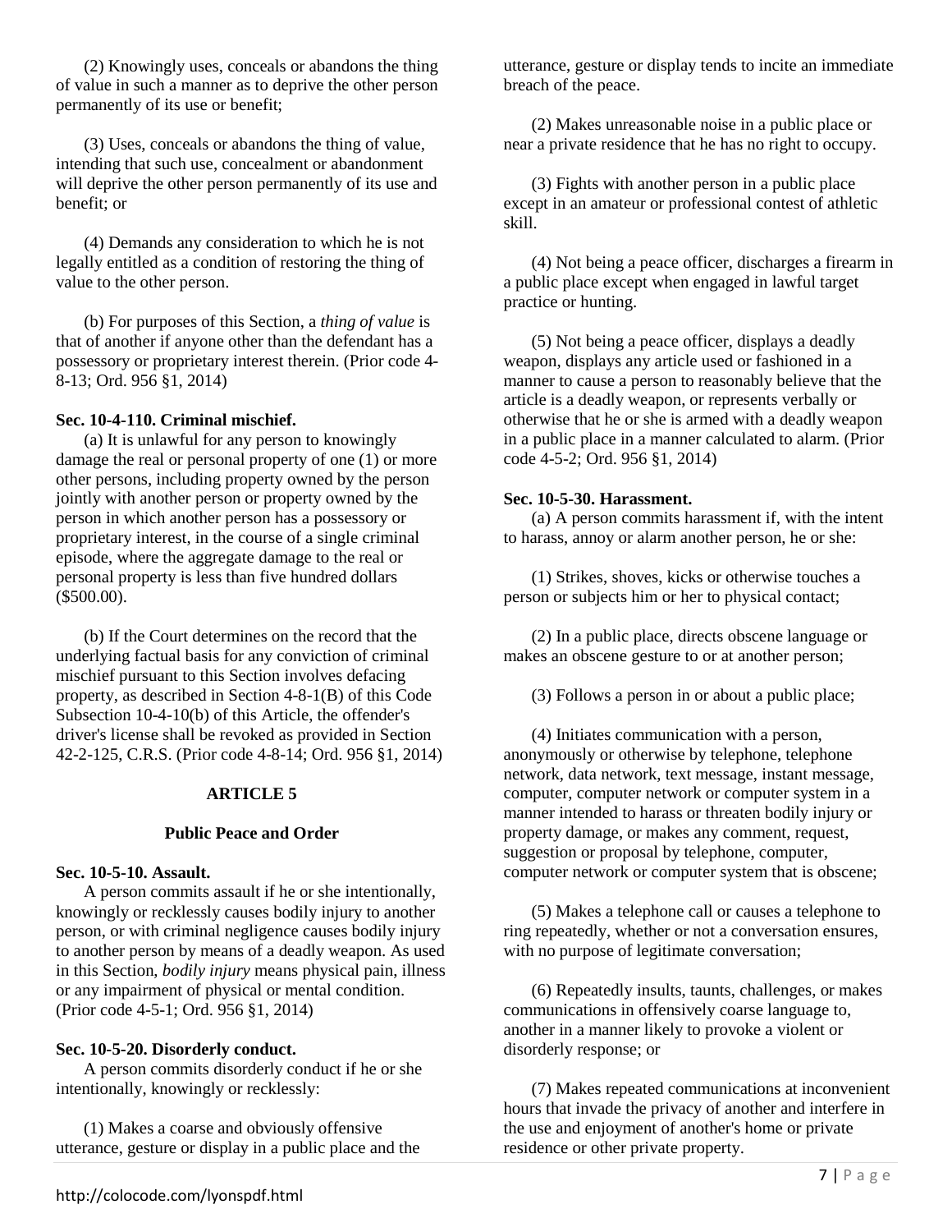(2) Knowingly uses, conceals or abandons the thing of value in such a manner as to deprive the other person permanently of its use or benefit;

(3) Uses, conceals or abandons the thing of value, intending that such use, concealment or abandonment will deprive the other person permanently of its use and benefit; or

(4) Demands any consideration to which he is not legally entitled as a condition of restoring the thing of value to the other person.

(b) For purposes of this Section, a *thing of value* is that of another if anyone other than the defendant has a possessory or proprietary interest therein. (Prior code 4-8-13; Ord. 956 §1, 2014)

**Sec. 10-4-110. Criminal mischief.**

(a) It is unlawful for any person to knowingly damage the real or personal property of one (1) or more other persons, including property owned by the person jointly with another person or property owned by the person in which another person has a possessory or proprietary interest, in the course of a single criminal episode, where the aggregate damage to the real or personal property is less than five hundred dollars ($500.00).

(b) If the Court determines on the record that the underlying factual basis for any conviction of criminal mischief pursuant to this Section involves defacing property, as described in Section 4-8-1(B) of this Code Subsection 10-4-10(b) of this Article, the offender's driver's license shall be revoked as provided in Section 42-2-125, C.R.S. (Prior code 4-8-14; Ord. 956 §1, 2014)

## ARTICLE 5

## Public Peace and Order

**Sec. 10-5-10. Assault.**

A person commits assault if he or she intentionally, knowingly or recklessly causes bodily injury to another person, or with criminal negligence causes bodily injury to another person by means of a deadly weapon. As used in this Section, *bodily injury* means physical pain, illness or any impairment of physical or mental condition. (Prior code 4-5-1; Ord. 956 §1, 2014)

**Sec. 10-5-20. Disorderly conduct.**

A person commits disorderly conduct if he or she intentionally, knowingly or recklessly:

(1) Makes a coarse and obviously offensive utterance, gesture or display in a public place and the utterance, gesture or display tends to incite an immediate breach of the peace.

(2) Makes unreasonable noise in a public place or near a private residence that he has no right to occupy.

(3) Fights with another person in a public place except in an amateur or professional contest of athletic skill.

(4) Not being a peace officer, discharges a firearm in a public place except when engaged in lawful target practice or hunting.

(5) Not being a peace officer, displays a deadly weapon, displays any article used or fashioned in a manner to cause a person to reasonably believe that the article is a deadly weapon, or represents verbally or otherwise that he or she is armed with a deadly weapon in a public place in a manner calculated to alarm. (Prior code 4-5-2; Ord. 956 §1, 2014)

**Sec. 10-5-30. Harassment.**

(a) A person commits harassment if, with the intent to harass, annoy or alarm another person, he or she:

(1) Strikes, shoves, kicks or otherwise touches a person or subjects him or her to physical contact;

(2) In a public place, directs obscene language or makes an obscene gesture to or at another person;

(3) Follows a person in or about a public place;

(4) Initiates communication with a person, anonymously or otherwise by telephone, telephone network, data network, text message, instant message, computer, computer network or computer system in a manner intended to harass or threaten bodily injury or property damage, or makes any comment, request, suggestion or proposal by telephone, computer, computer network or computer system that is obscene;

(5) Makes a telephone call or causes a telephone to ring repeatedly, whether or not a conversation ensures, with no purpose of legitimate conversation;

(6) Repeatedly insults, taunts, challenges, or makes communications in offensively coarse language to, another in a manner likely to provoke a violent or disorderly response; or

(7) Makes repeated communications at inconvenient hours that invade the privacy of another and interfere in the use and enjoyment of another's home or private residence or other private property.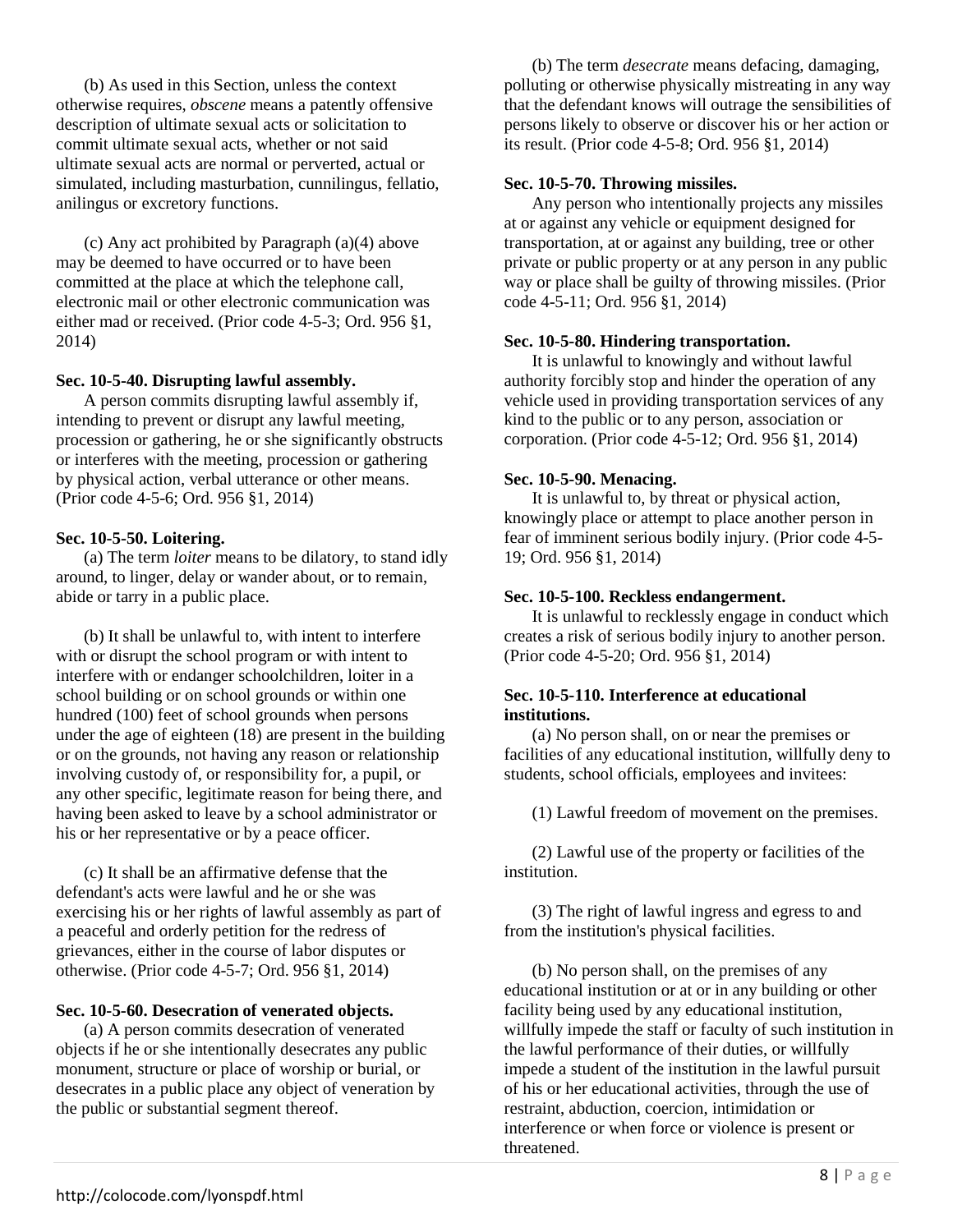(b) As used in this Section, unless the context otherwise requires, *obscene* means a patently offensive description of ultimate sexual acts or solicitation to commit ultimate sexual acts, whether or not said ultimate sexual acts are normal or perverted, actual or simulated, including masturbation, cunnilingus, fellatio, anilingus or excretory functions.

(c) Any act prohibited by Paragraph (a)(4) above may be deemed to have occurred or to have been committed at the place at which the telephone call, electronic mail or other electronic communication was either mad or received. (Prior code 4-5-3; Ord. 956 §1, 2014)

**Sec. 10-5-40. Disrupting lawful assembly.**

A person commits disrupting lawful assembly if, intending to prevent or disrupt any lawful meeting, procession or gathering, he or she significantly obstructs or interferes with the meeting, procession or gathering by physical action, verbal utterance or other means. (Prior code 4-5-6; Ord. 956 §1, 2014)

**Sec. 10-5-50. Loitering.**

(a) The term *loiter* means to be dilatory, to stand idly around, to linger, delay or wander about, or to remain, abide or tarry in a public place.

(b) It shall be unlawful to, with intent to interfere with or disrupt the school program or with intent to interfere with or endanger schoolchildren, loiter in a school building or on school grounds or within one hundred (100) feet of school grounds when persons under the age of eighteen (18) are present in the building or on the grounds, not having any reason or relationship involving custody of, or responsibility for, a pupil, or any other specific, legitimate reason for being there, and having been asked to leave by a school administrator or his or her representative or by a peace officer.

(c) It shall be an affirmative defense that the defendant's acts were lawful and he or she was exercising his or her rights of lawful assembly as part of a peaceful and orderly petition for the redress of grievances, either in the course of labor disputes or otherwise. (Prior code 4-5-7; Ord. 956 §1, 2014)

**Sec. 10-5-60. Desecration of venerated objects.**

(a) A person commits desecration of venerated objects if he or she intentionally desecrates any public monument, structure or place of worship or burial, or desecrates in a public place any object of veneration by the public or substantial segment thereof.

(b) The term *desecrate* means defacing, damaging, polluting or otherwise physically mistreating in any way that the defendant knows will outrage the sensibilities of persons likely to observe or discover his or her action or its result. (Prior code 4-5-8; Ord. 956 §1, 2014)

**Sec. 10-5-70. Throwing missiles.**

Any person who intentionally projects any missiles at or against any vehicle or equipment designed for transportation, at or against any building, tree or other private or public property or at any person in any public way or place shall be guilty of throwing missiles. (Prior code 4-5-11; Ord. 956 §1, 2014)

**Sec. 10-5-80. Hindering transportation.**

It is unlawful to knowingly and without lawful authority forcibly stop and hinder the operation of any vehicle used in providing transportation services of any kind to the public or to any person, association or corporation. (Prior code 4-5-12; Ord. 956 §1, 2014)

**Sec. 10-5-90. Menacing.**

It is unlawful to, by threat or physical action, knowingly place or attempt to place another person in fear of imminent serious bodily injury. (Prior code 4-5-19; Ord. 956 §1, 2014)

**Sec. 10-5-100. Reckless endangerment.**

It is unlawful to recklessly engage in conduct which creates a risk of serious bodily injury to another person. (Prior code 4-5-20; Ord. 956 §1, 2014)

**Sec. 10-5-110. Interference at educational institutions.**

(a) No person shall, on or near the premises or facilities of any educational institution, willfully deny to students, school officials, employees and invitees:

(1) Lawful freedom of movement on the premises.

(2) Lawful use of the property or facilities of the institution.

(3) The right of lawful ingress and egress to and from the institution's physical facilities.

(b) No person shall, on the premises of any educational institution or at or in any building or other facility being used by any educational institution, willfully impede the staff or faculty of such institution in the lawful performance of their duties, or willfully impede a student of the institution in the lawful pursuit of his or her educational activities, through the use of restraint, abduction, coercion, intimidation or interference or when force or violence is present or threatened.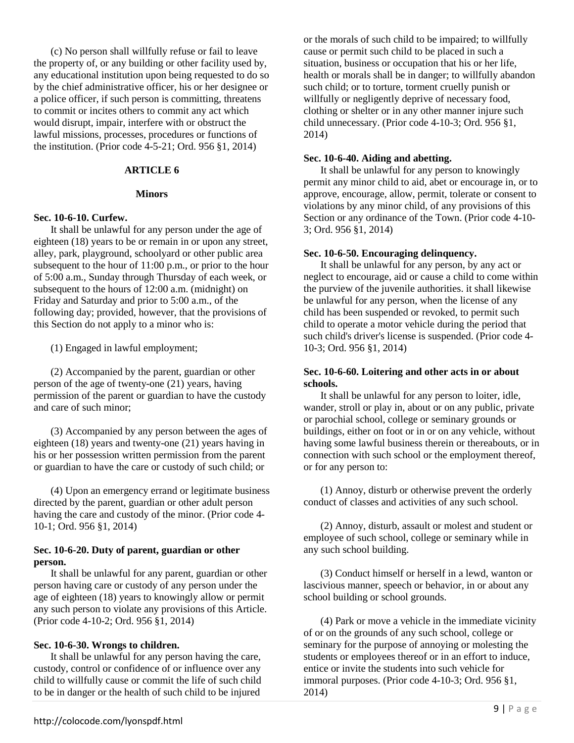(c) No person shall willfully refuse or fail to leave the property of, or any building or other facility used by, any educational institution upon being requested to do so by the chief administrative officer, his or her designee or a police officer, if such person is committing, threatens to commit or incites others to commit any act which would disrupt, impair, interfere with or obstruct the lawful missions, processes, procedures or functions of the institution. (Prior code 4-5-21; Ord. 956 §1, 2014)

## ARTICLE 6

### Minors

**Sec. 10-6-10. Curfew.**

It shall be unlawful for any person under the age of eighteen (18) years to be or remain in or upon any street, alley, park, playground, schoolyard or other public area subsequent to the hour of 11:00 p.m., or prior to the hour of 5:00 a.m., Sunday through Thursday of each week, or subsequent to the hours of 12:00 a.m. (midnight) on Friday and Saturday and prior to 5:00 a.m., of the following day; provided, however, that the provisions of this Section do not apply to a minor who is:

(1) Engaged in lawful employment;

(2) Accompanied by the parent, guardian or other person of the age of twenty-one (21) years, having permission of the parent or guardian to have the custody and care of such minor;

(3) Accompanied by any person between the ages of eighteen (18) years and twenty-one (21) years having in his or her possession written permission from the parent or guardian to have the care or custody of such child; or

(4) Upon an emergency errand or legitimate business directed by the parent, guardian or other adult person having the care and custody of the minor. (Prior code 4-10-1; Ord. 956 §1, 2014)

**Sec. 10-6-20. Duty of parent, guardian or other person.**

It shall be unlawful for any parent, guardian or other person having care or custody of any person under the age of eighteen (18) years to knowingly allow or permit any such person to violate any provisions of this Article. (Prior code 4-10-2; Ord. 956 §1, 2014)

**Sec. 10-6-30. Wrongs to children.**

It shall be unlawful for any person having the care, custody, control or confidence of or influence over any child to willfully cause or commit the life of such child to be in danger or the health of such child to be injured or the morals of such child to be impaired; to willfully cause or permit such child to be placed in such a situation, business or occupation that his or her life, health or morals shall be in danger; to willfully abandon such child; or to torture, torment cruelly punish or willfully or negligently deprive of necessary food, clothing or shelter or in any other manner injure such child unnecessary. (Prior code 4-10-3; Ord. 956 §1, 2014)

**Sec. 10-6-40. Aiding and abetting.**

It shall be unlawful for any person to knowingly permit any minor child to aid, abet or encourage in, or to approve, encourage, allow, permit, tolerate or consent to violations by any minor child, of any provisions of this Section or any ordinance of the Town. (Prior code 4-10-3; Ord. 956 §1, 2014)

**Sec. 10-6-50. Encouraging delinquency.**

It shall be unlawful for any person, by any act or neglect to encourage, aid or cause a child to come within the purview of the juvenile authorities. it shall likewise be unlawful for any person, when the license of any child has been suspended or revoked, to permit such child to operate a motor vehicle during the period that such child's driver's license is suspended. (Prior code 4-10-3; Ord. 956 §1, 2014)

**Sec. 10-6-60. Loitering and other acts in or about schools.**

It shall be unlawful for any person to loiter, idle, wander, stroll or play in, about or on any public, private or parochial school, college or seminary grounds or buildings, either on foot or in or on any vehicle, without having some lawful business therein or thereabouts, or in connection with such school or the employment thereof, or for any person to:

(1) Annoy, disturb or otherwise prevent the orderly conduct of classes and activities of any such school.

(2) Annoy, disturb, assault or molest and student or employee of such school, college or seminary while in any such school building.

(3) Conduct himself or herself in a lewd, wanton or lascivious manner, speech or behavior, in or about any school building or school grounds.

(4) Park or move a vehicle in the immediate vicinity of or on the grounds of any such school, college or seminary for the purpose of annoying or molesting the students or employees thereof or in an effort to induce, entice or invite the students into such vehicle for immoral purposes. (Prior code 4-10-3; Ord. 956 §1, 2014)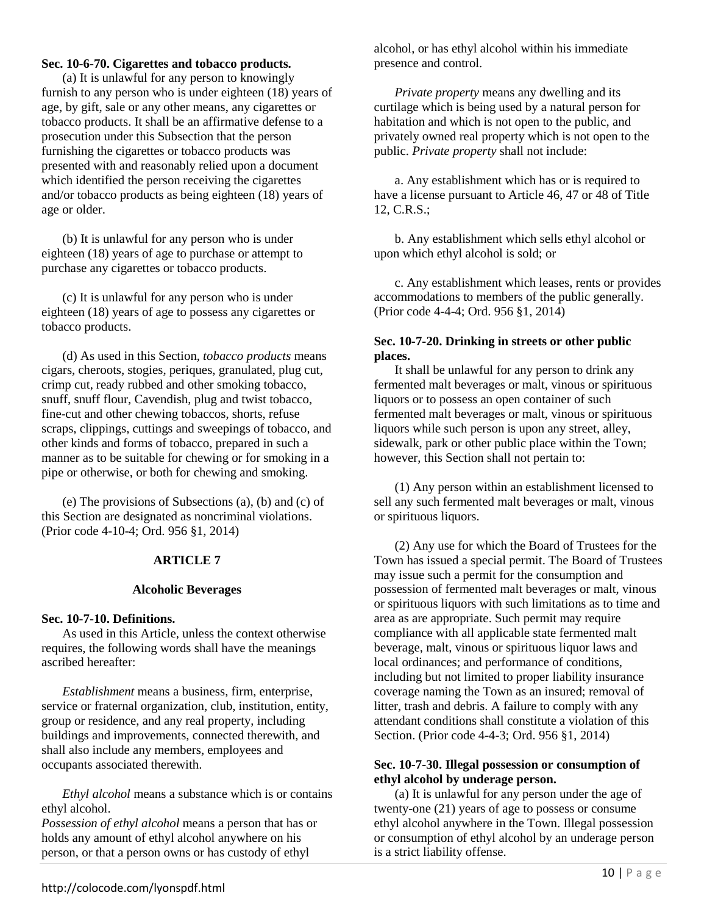**Sec. 10-6-70. Cigarettes and tobacco products.**

(a) It is unlawful for any person to knowingly furnish to any person who is under eighteen (18) years of age, by gift, sale or any other means, any cigarettes or tobacco products. It shall be an affirmative defense to a prosecution under this Subsection that the person furnishing the cigarettes or tobacco products was presented with and reasonably relied upon a document which identified the person receiving the cigarettes and/or tobacco products as being eighteen (18) years of age or older.

(b) It is unlawful for any person who is under eighteen (18) years of age to purchase or attempt to purchase any cigarettes or tobacco products.

(c) It is unlawful for any person who is under eighteen (18) years of age to possess any cigarettes or tobacco products.

(d) As used in this Section, *tobacco products* means cigars, cheroots, stogies, periques, granulated, plug cut, crimp cut, ready rubbed and other smoking tobacco, snuff, snuff flour, Cavendish, plug and twist tobacco, fine-cut and other chewing tobaccos, shorts, refuse scraps, clippings, cuttings and sweepings of tobacco, and other kinds and forms of tobacco, prepared in such a manner as to be suitable for chewing or for smoking in a pipe or otherwise, or both for chewing and smoking.

(e) The provisions of Subsections (a), (b) and (c) of this Section are designated as noncriminal violations. (Prior code 4-10-4; Ord. 956 §1, 2014)

## ARTICLE 7

### Alcoholic Beverages

**Sec. 10-7-10. Definitions.**

As used in this Article, unless the context otherwise requires, the following words shall have the meanings ascribed hereafter:

*Establishment* means a business, firm, enterprise, service or fraternal organization, club, institution, entity, group or residence, and any real property, including buildings and improvements, connected therewith, and shall also include any members, employees and occupants associated therewith.

*Ethyl alcohol* means a substance which is or contains ethyl alcohol.

*Possession of ethyl alcohol* means a person that has or holds any amount of ethyl alcohol anywhere on his person, or that a person owns or has custody of ethyl alcohol, or has ethyl alcohol within his immediate presence and control.

*Private property* means any dwelling and its curtilage which is being used by a natural person for habitation and which is not open to the public, and privately owned real property which is not open to the public. *Private property* shall not include:

a. Any establishment which has or is required to have a license pursuant to Article 46, 47 or 48 of Title 12, C.R.S.;

b. Any establishment which sells ethyl alcohol or upon which ethyl alcohol is sold; or

c. Any establishment which leases, rents or provides accommodations to members of the public generally. (Prior code 4-4-4; Ord. 956 §1, 2014)

**Sec. 10-7-20. Drinking in streets or other public places.**

It shall be unlawful for any person to drink any fermented malt beverages or malt, vinous or spirituous liquors or to possess an open container of such fermented malt beverages or malt, vinous or spirituous liquors while such person is upon any street, alley, sidewalk, park or other public place within the Town; however, this Section shall not pertain to:

(1) Any person within an establishment licensed to sell any such fermented malt beverages or malt, vinous or spirituous liquors.

(2) Any use for which the Board of Trustees for the Town has issued a special permit. The Board of Trustees may issue such a permit for the consumption and possession of fermented malt beverages or malt, vinous or spirituous liquors with such limitations as to time and area as are appropriate. Such permit may require compliance with all applicable state fermented malt beverage, malt, vinous or spirituous liquor laws and local ordinances; and performance of conditions, including but not limited to proper liability insurance coverage naming the Town as an insured; removal of litter, trash and debris. A failure to comply with any attendant conditions shall constitute a violation of this Section. (Prior code 4-4-3; Ord. 956 §1, 2014)

**Sec. 10-7-30. Illegal possession or consumption of ethyl alcohol by underage person.**

(a) It is unlawful for any person under the age of twenty-one (21) years of age to possess or consume ethyl alcohol anywhere in the Town. Illegal possession or consumption of ethyl alcohol by an underage person is a strict liability offense.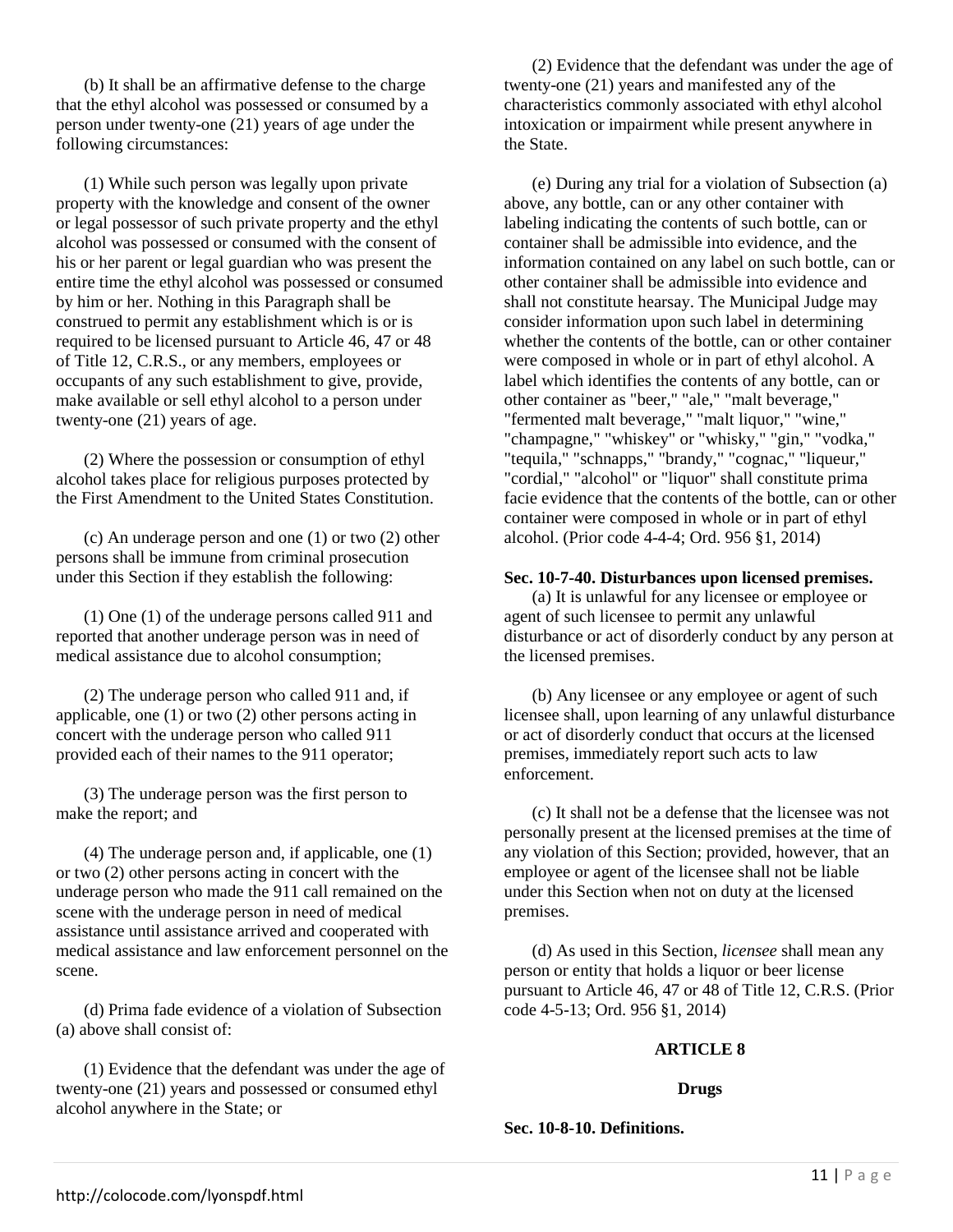(b) It shall be an affirmative defense to the charge that the ethyl alcohol was possessed or consumed by a person under twenty-one (21) years of age under the following circumstances:

(1) While such person was legally upon private property with the knowledge and consent of the owner or legal possessor of such private property and the ethyl alcohol was possessed or consumed with the consent of his or her parent or legal guardian who was present the entire time the ethyl alcohol was possessed or consumed by him or her. Nothing in this Paragraph shall be construed to permit any establishment which is or is required to be licensed pursuant to Article 46, 47 or 48 of Title 12, C.R.S., or any members, employees or occupants of any such establishment to give, provide, make available or sell ethyl alcohol to a person under twenty-one (21) years of age.

(2) Where the possession or consumption of ethyl alcohol takes place for religious purposes protected by the First Amendment to the United States Constitution.

(c) An underage person and one (1) or two (2) other persons shall be immune from criminal prosecution under this Section if they establish the following:

(1) One (1) of the underage persons called 911 and reported that another underage person was in need of medical assistance due to alcohol consumption;

(2) The underage person who called 911 and, if applicable, one (1) or two (2) other persons acting in concert with the underage person who called 911 provided each of their names to the 911 operator;

(3) The underage person was the first person to make the report; and

(4) The underage person and, if applicable, one (1) or two (2) other persons acting in concert with the underage person who made the 911 call remained on the scene with the underage person in need of medical assistance until assistance arrived and cooperated with medical assistance and law enforcement personnel on the scene.

(d) Prima fade evidence of a violation of Subsection (a) above shall consist of:

(1) Evidence that the defendant was under the age of twenty-one (21) years and possessed or consumed ethyl alcohol anywhere in the State; or

(2) Evidence that the defendant was under the age of twenty-one (21) years and manifested any of the characteristics commonly associated with ethyl alcohol intoxication or impairment while present anywhere in the State.

(e) During any trial for a violation of Subsection (a) above, any bottle, can or any other container with labeling indicating the contents of such bottle, can or container shall be admissible into evidence, and the information contained on any label on such bottle, can or other container shall be admissible into evidence and shall not constitute hearsay. The Municipal Judge may consider information upon such label in determining whether the contents of the bottle, can or other container were composed in whole or in part of ethyl alcohol. A label which identifies the contents of any bottle, can or other container as "beer," "ale," "malt beverage," "fermented malt beverage," "malt liquor," "wine," "champagne," "whiskey" or "whisky," "gin," "vodka," "tequila," "schnapps," "brandy," "cognac," "liqueur," "cordial," "alcohol" or "liquor" shall constitute prima facie evidence that the contents of the bottle, can or other container were composed in whole or in part of ethyl alcohol. (Prior code 4-4-4; Ord. 956 §1, 2014)

**Sec. 10-7-40. Disturbances upon licensed premises.**

(a) It is unlawful for any licensee or employee or agent of such licensee to permit any unlawful disturbance or act of disorderly conduct by any person at the licensed premises.

(b) Any licensee or any employee or agent of such licensee shall, upon learning of any unlawful disturbance or act of disorderly conduct that occurs at the licensed premises, immediately report such acts to law enforcement.

(c) It shall not be a defense that the licensee was not personally present at the licensed premises at the time of any violation of this Section; provided, however, that an employee or agent of the licensee shall not be liable under this Section when not on duty at the licensed premises.

(d) As used in this Section, *licensee* shall mean any person or entity that holds a liquor or beer license pursuant to Article 46, 47 or 48 of Title 12, C.R.S. (Prior code 4-5-13; Ord. 956 §1, 2014)

## ARTICLE 8

## Drugs

**Sec. 10-8-10. Definitions.**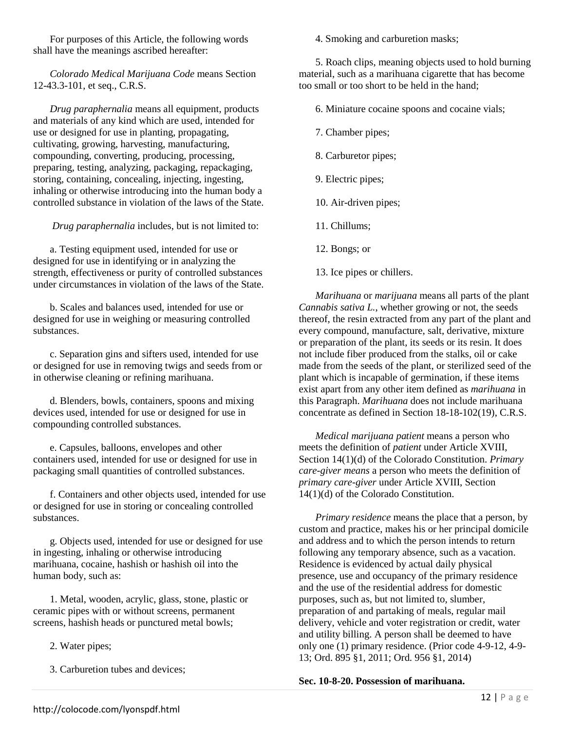For purposes of this Article, the following words shall have the meanings ascribed hereafter:

*Colorado Medical Marijuana Code* means Section 12-43.3-101, et seq., C.R.S.

*Drug paraphernalia* means all equipment, products and materials of any kind which are used, intended for use or designed for use in planting, propagating, cultivating, growing, harvesting, manufacturing, compounding, converting, producing, processing, preparing, testing, analyzing, packaging, repackaging, storing, containing, concealing, injecting, ingesting, inhaling or otherwise introducing into the human body a controlled substance in violation of the laws of the State.

*Drug paraphernalia* includes, but is not limited to:

a. Testing equipment used, intended for use or designed for use in identifying or in analyzing the strength, effectiveness or purity of controlled substances under circumstances in violation of the laws of the State.

b. Scales and balances used, intended for use or designed for use in weighing or measuring controlled substances.

c. Separation gins and sifters used, intended for use or designed for use in removing twigs and seeds from or in otherwise cleaning or refining marihuana.

d. Blenders, bowls, containers, spoons and mixing devices used, intended for use or designed for use in compounding controlled substances.

e. Capsules, balloons, envelopes and other containers used, intended for use or designed for use in packaging small quantities of controlled substances.

f. Containers and other objects used, intended for use or designed for use in storing or concealing controlled substances.

g. Objects used, intended for use or designed for use in ingesting, inhaling or otherwise introducing marihuana, cocaine, hashish or hashish oil into the human body, such as:

1. Metal, wooden, acrylic, glass, stone, plastic or ceramic pipes with or without screens, permanent screens, hashish heads or punctured metal bowls;

2. Water pipes;

3. Carburetion tubes and devices;

4. Smoking and carburetion masks;

5. Roach clips, meaning objects used to hold burning material, such as a marihuana cigarette that has become too small or too short to be held in the hand;

6. Miniature cocaine spoons and cocaine vials;

7. Chamber pipes;

8. Carburetor pipes;

9. Electric pipes;

10. Air-driven pipes;

11. Chillums;

12. Bongs; or

13. Ice pipes or chillers.

*Marihuana* or *marijuana* means all parts of the plant *Cannabis sativa L.*, whether growing or not, the seeds thereof, the resin extracted from any part of the plant and every compound, manufacture, salt, derivative, mixture or preparation of the plant, its seeds or its resin. It does not include fiber produced from the stalks, oil or cake made from the seeds of the plant, or sterilized seed of the plant which is incapable of germination, if these items exist apart from any other item defined as *marihuana* in this Paragraph. *Marihuana* does not include marihuana concentrate as defined in Section 18-18-102(19), C.R.S.

*Medical marijuana patient* means a person who meets the definition of *patient* under Article XVIII, Section 14(1)(d) of the Colorado Constitution. *Primary care-giver means* a person who meets the definition of *primary care-giver* under Article XVIII, Section 14(1)(d) of the Colorado Constitution.

*Primary residence* means the place that a person, by custom and practice, makes his or her principal domicile and address and to which the person intends to return following any temporary absence, such as a vacation. Residence is evidenced by actual daily physical presence, use and occupancy of the primary residence and the use of the residential address for domestic purposes, such as, but not limited to, slumber, preparation of and partaking of meals, regular mail delivery, vehicle and voter registration or credit, water and utility billing. A person shall be deemed to have only one (1) primary residence. (Prior code 4-9-12, 4-9-13; Ord. 895 §1, 2011; Ord. 956 §1, 2014)

**Sec. 10-8-20. Possession of marihuana.**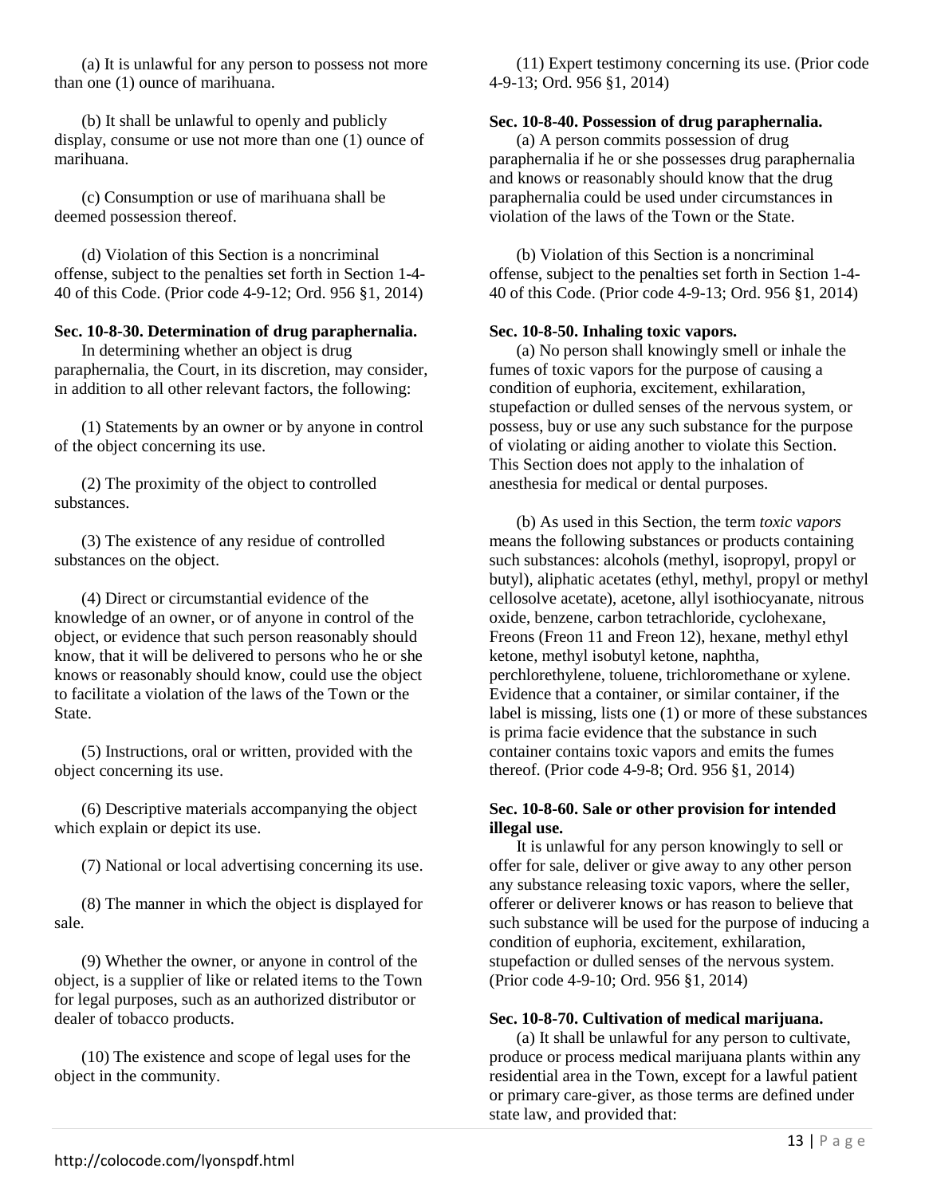(a) It is unlawful for any person to possess not more than one (1) ounce of marihuana.

(b) It shall be unlawful to openly and publicly display, consume or use not more than one (1) ounce of marihuana.

(c) Consumption or use of marihuana shall be deemed possession thereof.

(d) Violation of this Section is a noncriminal offense, subject to the penalties set forth in Section 1-4-40 of this Code. (Prior code 4-9-12; Ord. 956 §1, 2014)

**Sec. 10-8-30. Determination of drug paraphernalia.**

In determining whether an object is drug paraphernalia, the Court, in its discretion, may consider, in addition to all other relevant factors, the following:

(1) Statements by an owner or by anyone in control of the object concerning its use.

(2) The proximity of the object to controlled substances.

(3) The existence of any residue of controlled substances on the object.

(4) Direct or circumstantial evidence of the knowledge of an owner, or of anyone in control of the object, or evidence that such person reasonably should know, that it will be delivered to persons who he or she knows or reasonably should know, could use the object to facilitate a violation of the laws of the Town or the State.

(5) Instructions, oral or written, provided with the object concerning its use.

(6) Descriptive materials accompanying the object which explain or depict its use.

(7) National or local advertising concerning its use.

(8) The manner in which the object is displayed for sale.

(9) Whether the owner, or anyone in control of the object, is a supplier of like or related items to the Town for legal purposes, such as an authorized distributor or dealer of tobacco products.

(10) The existence and scope of legal uses for the object in the community.

(11) Expert testimony concerning its use. (Prior code 4-9-13; Ord. 956 §1, 2014)

**Sec. 10-8-40. Possession of drug paraphernalia.**

(a) A person commits possession of drug paraphernalia if he or she possesses drug paraphernalia and knows or reasonably should know that the drug paraphernalia could be used under circumstances in violation of the laws of the Town or the State.

(b) Violation of this Section is a noncriminal offense, subject to the penalties set forth in Section 1-4-40 of this Code. (Prior code 4-9-13; Ord. 956 §1, 2014)

**Sec. 10-8-50. Inhaling toxic vapors.**

(a) No person shall knowingly smell or inhale the fumes of toxic vapors for the purpose of causing a condition of euphoria, excitement, exhilaration, stupefaction or dulled senses of the nervous system, or possess, buy or use any such substance for the purpose of violating or aiding another to violate this Section. This Section does not apply to the inhalation of anesthesia for medical or dental purposes.

(b) As used in this Section, the term *toxic vapors* means the following substances or products containing such substances: alcohols (methyl, isopropyl, propyl or butyl), aliphatic acetates (ethyl, methyl, propyl or methyl cellosolve acetate), acetone, allyl isothiocyanate, nitrous oxide, benzene, carbon tetrachloride, cyclohexane, Freons (Freon 11 and Freon 12), hexane, methyl ethyl ketone, methyl isobutyl ketone, naphtha, perchlorethylene, toluene, trichloromethane or xylene. Evidence that a container, or similar container, if the label is missing, lists one (1) or more of these substances is prima facie evidence that the substance in such container contains toxic vapors and emits the fumes thereof. (Prior code 4-9-8; Ord. 956 §1, 2014)

**Sec. 10-8-60. Sale or other provision for intended illegal use.**

It is unlawful for any person knowingly to sell or offer for sale, deliver or give away to any other person any substance releasing toxic vapors, where the seller, offerer or deliverer knows or has reason to believe that such substance will be used for the purpose of inducing a condition of euphoria, excitement, exhilaration, stupefaction or dulled senses of the nervous system. (Prior code 4-9-10; Ord. 956 §1, 2014)

**Sec. 10-8-70. Cultivation of medical marijuana.**

(a) It shall be unlawful for any person to cultivate, produce or process medical marijuana plants within any residential area in the Town, except for a lawful patient or primary care-giver, as those terms are defined under state law, and provided that: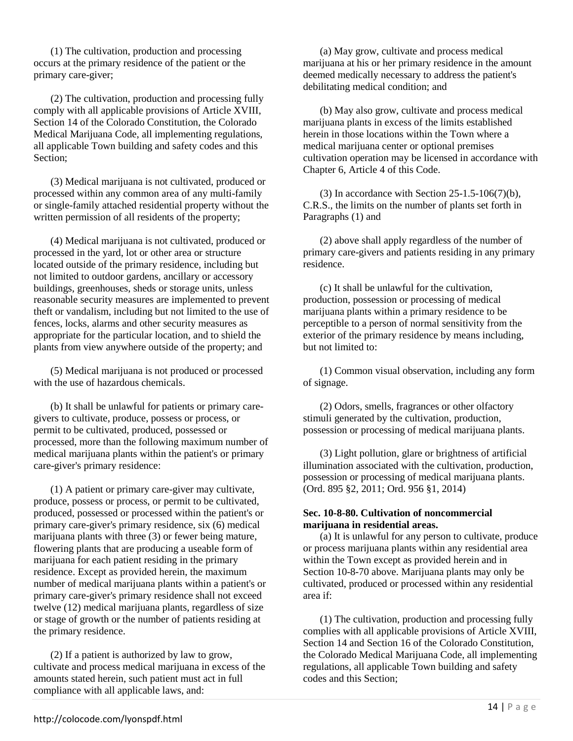(1) The cultivation, production and processing occurs at the primary residence of the patient or the primary care-giver;

(2) The cultivation, production and processing fully comply with all applicable provisions of Article XVIII, Section 14 of the Colorado Constitution, the Colorado Medical Marijuana Code, all implementing regulations, all applicable Town building and safety codes and this Section;

(3) Medical marijuana is not cultivated, produced or processed within any common area of any multi-family or single-family attached residential property without the written permission of all residents of the property;

(4) Medical marijuana is not cultivated, produced or processed in the yard, lot or other area or structure located outside of the primary residence, including but not limited to outdoor gardens, ancillary or accessory buildings, greenhouses, sheds or storage units, unless reasonable security measures are implemented to prevent theft or vandalism, including but not limited to the use of fences, locks, alarms and other security measures as appropriate for the particular location, and to shield the plants from view anywhere outside of the property; and

(5) Medical marijuana is not produced or processed with the use of hazardous chemicals.

(b) It shall be unlawful for patients or primary care-givers to cultivate, produce, possess or process, or permit to be cultivated, produced, possessed or processed, more than the following maximum number of medical marijuana plants within the patient's or primary care-giver's primary residence:

(1) A patient or primary care-giver may cultivate, produce, possess or process, or permit to be cultivated, produced, possessed or processed within the patient's or primary care-giver's primary residence, six (6) medical marijuana plants with three (3) or fewer being mature, flowering plants that are producing a useable form of marijuana for each patient residing in the primary residence. Except as provided herein, the maximum number of medical marijuana plants within a patient's or primary care-giver's primary residence shall not exceed twelve (12) medical marijuana plants, regardless of size or stage of growth or the number of patients residing at the primary residence.

(2) If a patient is authorized by law to grow, cultivate and process medical marijuana in excess of the amounts stated herein, such patient must act in full compliance with all applicable laws, and:

(a) May grow, cultivate and process medical marijuana at his or her primary residence in the amount deemed medically necessary to address the patient's debilitating medical condition; and

(b) May also grow, cultivate and process medical marijuana plants in excess of the limits established herein in those locations within the Town where a medical marijuana center or optional premises cultivation operation may be licensed in accordance with Chapter 6, Article 4 of this Code.

(3) In accordance with Section 25-1.5-106(7)(b), C.R.S., the limits on the number of plants set forth in Paragraphs (1) and

(2) above shall apply regardless of the number of primary care-givers and patients residing in any primary residence.

(c) It shall be unlawful for the cultivation, production, possession or processing of medical marijuana plants within a primary residence to be perceptible to a person of normal sensitivity from the exterior of the primary residence by means including, but not limited to:

(1) Common visual observation, including any form of signage.

(2) Odors, smells, fragrances or other olfactory stimuli generated by the cultivation, production, possession or processing of medical marijuana plants.

(3) Light pollution, glare or brightness of artificial illumination associated with the cultivation, production, possession or processing of medical marijuana plants. (Ord. 895 §2, 2011; Ord. 956 §1, 2014)

**Sec. 10-8-80. Cultivation of noncommercial marijuana in residential areas.**

(a) It is unlawful for any person to cultivate, produce or process marijuana plants within any residential area within the Town except as provided herein and in Section 10-8-70 above. Marijuana plants may only be cultivated, produced or processed within any residential area if:

(1) The cultivation, production and processing fully complies with all applicable provisions of Article XVIII, Section 14 and Section 16 of the Colorado Constitution, the Colorado Medical Marijuana Code, all implementing regulations, all applicable Town building and safety codes and this Section;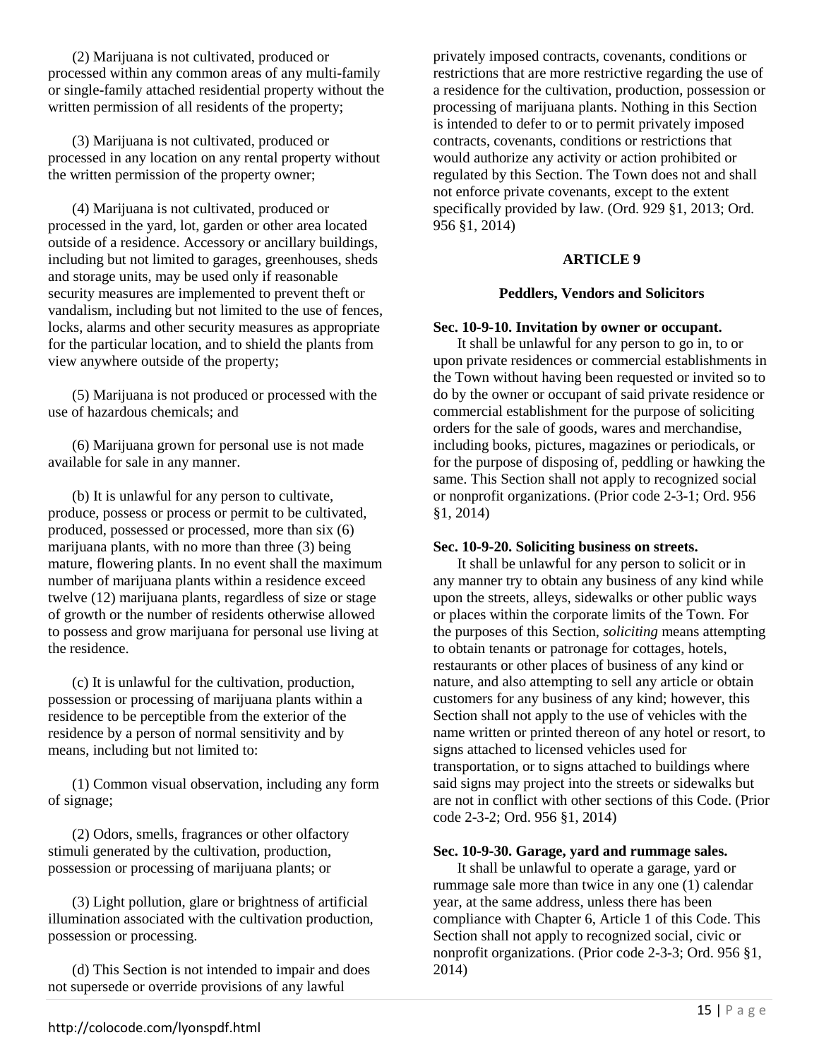(2) Marijuana is not cultivated, produced or processed within any common areas of any multi-family or single-family attached residential property without the written permission of all residents of the property;

(3) Marijuana is not cultivated, produced or processed in any location on any rental property without the written permission of the property owner;

(4) Marijuana is not cultivated, produced or processed in the yard, lot, garden or other area located outside of a residence. Accessory or ancillary buildings, including but not limited to garages, greenhouses, sheds and storage units, may be used only if reasonable security measures are implemented to prevent theft or vandalism, including but not limited to the use of fences, locks, alarms and other security measures as appropriate for the particular location, and to shield the plants from view anywhere outside of the property;

(5) Marijuana is not produced or processed with the use of hazardous chemicals; and

(6) Marijuana grown for personal use is not made available for sale in any manner.

(b) It is unlawful for any person to cultivate, produce, possess or process or permit to be cultivated, produced, possessed or processed, more than six (6) marijuana plants, with no more than three (3) being mature, flowering plants. In no event shall the maximum number of marijuana plants within a residence exceed twelve (12) marijuana plants, regardless of size or stage of growth or the number of residents otherwise allowed to possess and grow marijuana for personal use living at the residence.

(c) It is unlawful for the cultivation, production, possession or processing of marijuana plants within a residence to be perceptible from the exterior of the residence by a person of normal sensitivity and by means, including but not limited to:

(1) Common visual observation, including any form of signage;

(2) Odors, smells, fragrances or other olfactory stimuli generated by the cultivation, production, possession or processing of marijuana plants; or

(3) Light pollution, glare or brightness of artificial illumination associated with the cultivation production, possession or processing.

(d) This Section is not intended to impair and does not supersede or override provisions of any lawful privately imposed contracts, covenants, conditions or restrictions that are more restrictive regarding the use of a residence for the cultivation, production, possession or processing of marijuana plants. Nothing in this Section is intended to defer to or to permit privately imposed contracts, covenants, conditions or restrictions that would authorize any activity or action prohibited or regulated by this Section. The Town does not and shall not enforce private covenants, except to the extent specifically provided by law. (Ord. 929 §1, 2013; Ord. 956 §1, 2014)

## ARTICLE 9

### Peddlers, Vendors and Solicitors

**Sec. 10-9-10. Invitation by owner or occupant.**

It shall be unlawful for any person to go in, to or upon private residences or commercial establishments in the Town without having been requested or invited so to do by the owner or occupant of said private residence or commercial establishment for the purpose of soliciting orders for the sale of goods, wares and merchandise, including books, pictures, magazines or periodicals, or for the purpose of disposing of, peddling or hawking the same. This Section shall not apply to recognized social or nonprofit organizations. (Prior code 2-3-1; Ord. 956 §1, 2014)

**Sec. 10-9-20. Soliciting business on streets.**

It shall be unlawful for any person to solicit or in any manner try to obtain any business of any kind while upon the streets, alleys, sidewalks or other public ways or places within the corporate limits of the Town. For the purposes of this Section, *soliciting* means attempting to obtain tenants or patronage for cottages, hotels, restaurants or other places of business of any kind or nature, and also attempting to sell any article or obtain customers for any business of any kind; however, this Section shall not apply to the use of vehicles with the name written or printed thereon of any hotel or resort, to signs attached to licensed vehicles used for transportation, or to signs attached to buildings where said signs may project into the streets or sidewalks but are not in conflict with other sections of this Code. (Prior code 2-3-2; Ord. 956 §1, 2014)

**Sec. 10-9-30. Garage, yard and rummage sales.**

It shall be unlawful to operate a garage, yard or rummage sale more than twice in any one (1) calendar year, at the same address, unless there has been compliance with Chapter 6, Article 1 of this Code. This Section shall not apply to recognized social, civic or nonprofit organizations. (Prior code 2-3-3; Ord. 956 §1, 2014)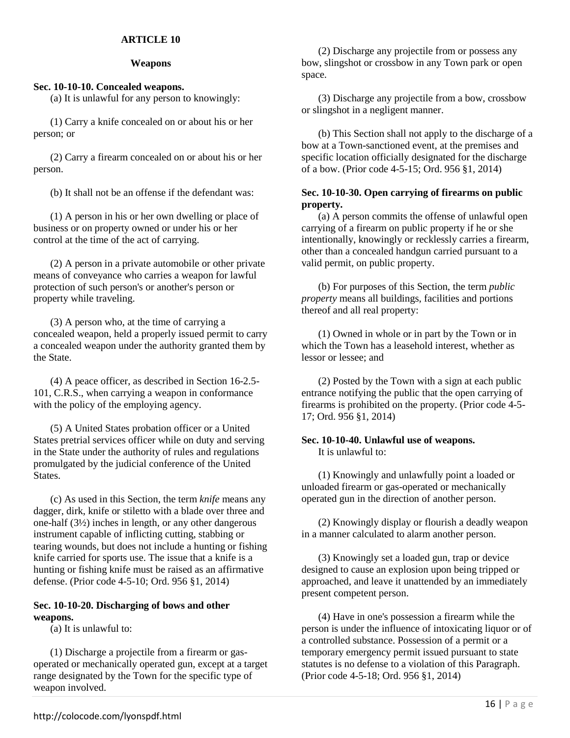## ARTICLE 10

## Weapons

### Sec. 10-10-10. Concealed weapons.

(a) It is unlawful for any person to knowingly:

(1) Carry a knife concealed on or about his or her person; or

(2) Carry a firearm concealed on or about his or her person.

(b) It shall not be an offense if the defendant was:

(1) A person in his or her own dwelling or place of business or on property owned or under his or her control at the time of the act of carrying.

(2) A person in a private automobile or other private means of conveyance who carries a weapon for lawful protection of such person's or another's person or property while traveling.

(3) A person who, at the time of carrying a concealed weapon, held a properly issued permit to carry a concealed weapon under the authority granted them by the State.

(4) A peace officer, as described in Section 16-2.5-101, C.R.S., when carrying a weapon in conformance with the policy of the employing agency.

(5) A United States probation officer or a United States pretrial services officer while on duty and serving in the State under the authority of rules and regulations promulgated by the judicial conference of the United States.

(c) As used in this Section, the term *knife* means any dagger, dirk, knife or stiletto with a blade over three and one-half (3½) inches in length, or any other dangerous instrument capable of inflicting cutting, stabbing or tearing wounds, but does not include a hunting or fishing knife carried for sports use. The issue that a knife is a hunting or fishing knife must be raised as an affirmative defense. (Prior code 4-5-10; Ord. 956 §1, 2014)

### Sec. 10-10-20. Discharging of bows and other weapons.

(a) It is unlawful to:

(1) Discharge a projectile from a firearm or gas-operated or mechanically operated gun, except at a target range designated by the Town for the specific type of weapon involved.

(2) Discharge any projectile from or possess any bow, slingshot or crossbow in any Town park or open space.

(3) Discharge any projectile from a bow, crossbow or slingshot in a negligent manner.

(b) This Section shall not apply to the discharge of a bow at a Town-sanctioned event, at the premises and specific location officially designated for the discharge of a bow. (Prior code 4-5-15; Ord. 956 §1, 2014)

### Sec. 10-10-30. Open carrying of firearms on public property.

(a) A person commits the offense of unlawful open carrying of a firearm on public property if he or she intentionally, knowingly or recklessly carries a firearm, other than a concealed handgun carried pursuant to a valid permit, on public property.

(b) For purposes of this Section, the term *public property* means all buildings, facilities and portions thereof and all real property:

(1) Owned in whole or in part by the Town or in which the Town has a leasehold interest, whether as lessor or lessee; and

(2) Posted by the Town with a sign at each public entrance notifying the public that the open carrying of firearms is prohibited on the property. (Prior code 4-5-17; Ord. 956 §1, 2014)

### Sec. 10-10-40. Unlawful use of weapons.

It is unlawful to:

(1) Knowingly and unlawfully point a loaded or unloaded firearm or gas-operated or mechanically operated gun in the direction of another person.

(2) Knowingly display or flourish a deadly weapon in a manner calculated to alarm another person.

(3) Knowingly set a loaded gun, trap or device designed to cause an explosion upon being tripped or approached, and leave it unattended by an immediately present competent person.

(4) Have in one's possession a firearm while the person is under the influence of intoxicating liquor or of a controlled substance. Possession of a permit or a temporary emergency permit issued pursuant to state statutes is no defense to a violation of this Paragraph. (Prior code 4-5-18; Ord. 956 §1, 2014)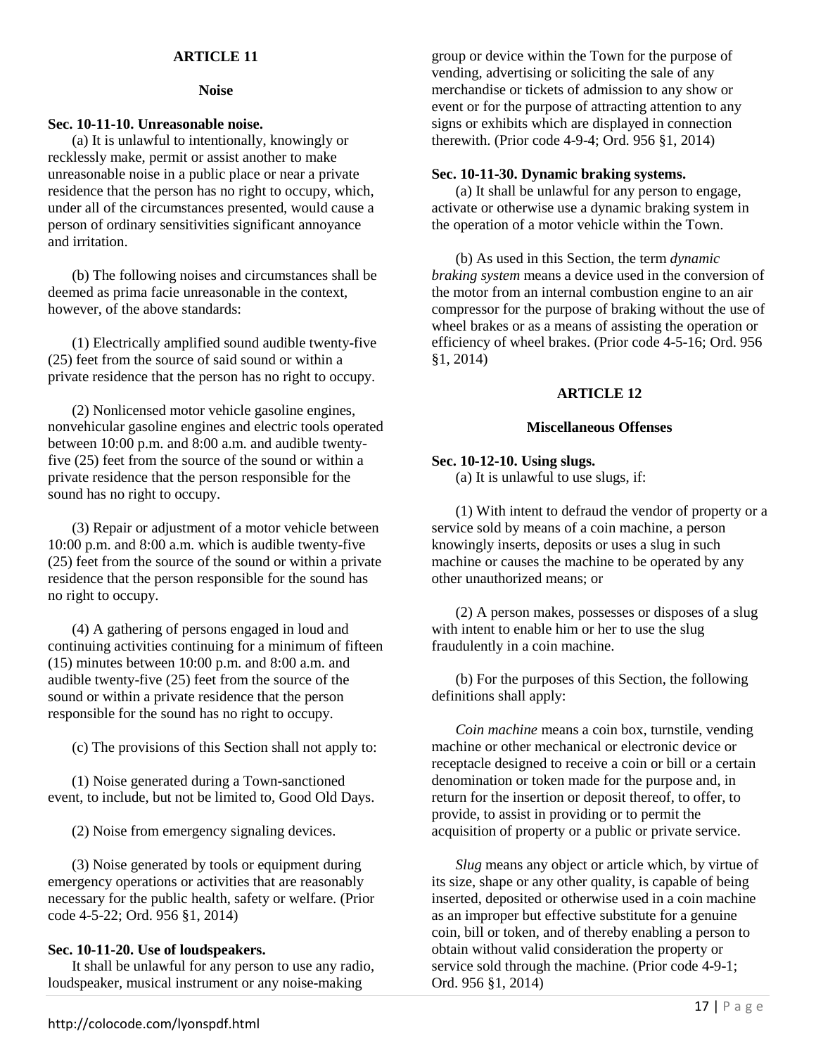## ARTICLE 11

### Noise

**Sec. 10-11-10. Unreasonable noise.**

(a) It is unlawful to intentionally, knowingly or recklessly make, permit or assist another to make unreasonable noise in a public place or near a private residence that the person has no right to occupy, which, under all of the circumstances presented, would cause a person of ordinary sensitivities significant annoyance and irritation.

(b) The following noises and circumstances shall be deemed as prima facie unreasonable in the context, however, of the above standards:

(1) Electrically amplified sound audible twenty-five (25) feet from the source of said sound or within a private residence that the person has no right to occupy.

(2) Nonlicensed motor vehicle gasoline engines, nonvehicular gasoline engines and electric tools operated between 10:00 p.m. and 8:00 a.m. and audible twenty-five (25) feet from the source of the sound or within a private residence that the person responsible for the sound has no right to occupy.

(3) Repair or adjustment of a motor vehicle between 10:00 p.m. and 8:00 a.m. which is audible twenty-five (25) feet from the source of the sound or within a private residence that the person responsible for the sound has no right to occupy.

(4) A gathering of persons engaged in loud and continuing activities continuing for a minimum of fifteen (15) minutes between 10:00 p.m. and 8:00 a.m. and audible twenty-five (25) feet from the source of the sound or within a private residence that the person responsible for the sound has no right to occupy.

(c) The provisions of this Section shall not apply to:

(1) Noise generated during a Town-sanctioned event, to include, but not be limited to, Good Old Days.

(2) Noise from emergency signaling devices.

(3) Noise generated by tools or equipment during emergency operations or activities that are reasonably necessary for the public health, safety or welfare. (Prior code 4-5-22; Ord. 956 §1, 2014)

**Sec. 10-11-20. Use of loudspeakers.**

It shall be unlawful for any person to use any radio, loudspeaker, musical instrument or any noise-making group or device within the Town for the purpose of vending, advertising or soliciting the sale of any merchandise or tickets of admission to any show or event or for the purpose of attracting attention to any signs or exhibits which are displayed in connection therewith. (Prior code 4-9-4; Ord. 956 §1, 2014)

**Sec. 10-11-30. Dynamic braking systems.**

(a) It shall be unlawful for any person to engage, activate or otherwise use a dynamic braking system in the operation of a motor vehicle within the Town.

(b) As used in this Section, the term *dynamic braking system* means a device used in the conversion of the motor from an internal combustion engine to an air compressor for the purpose of braking without the use of wheel brakes or as a means of assisting the operation or efficiency of wheel brakes. (Prior code 4-5-16; Ord. 956 §1, 2014)

## ARTICLE 12

### Miscellaneous Offenses

**Sec. 10-12-10. Using slugs.**

(a) It is unlawful to use slugs, if:

(1) With intent to defraud the vendor of property or a service sold by means of a coin machine, a person knowingly inserts, deposits or uses a slug in such machine or causes the machine to be operated by any other unauthorized means; or

(2) A person makes, possesses or disposes of a slug with intent to enable him or her to use the slug fraudulently in a coin machine.

(b) For the purposes of this Section, the following definitions shall apply:

*Coin machine* means a coin box, turnstile, vending machine or other mechanical or electronic device or receptacle designed to receive a coin or bill or a certain denomination or token made for the purpose and, in return for the insertion or deposit thereof, to offer, to provide, to assist in providing or to permit the acquisition of property or a public or private service.

*Slug* means any object or article which, by virtue of its size, shape or any other quality, is capable of being inserted, deposited or otherwise used in a coin machine as an improper but effective substitute for a genuine coin, bill or token, and of thereby enabling a person to obtain without valid consideration the property or service sold through the machine. (Prior code 4-9-1; Ord. 956 §1, 2014)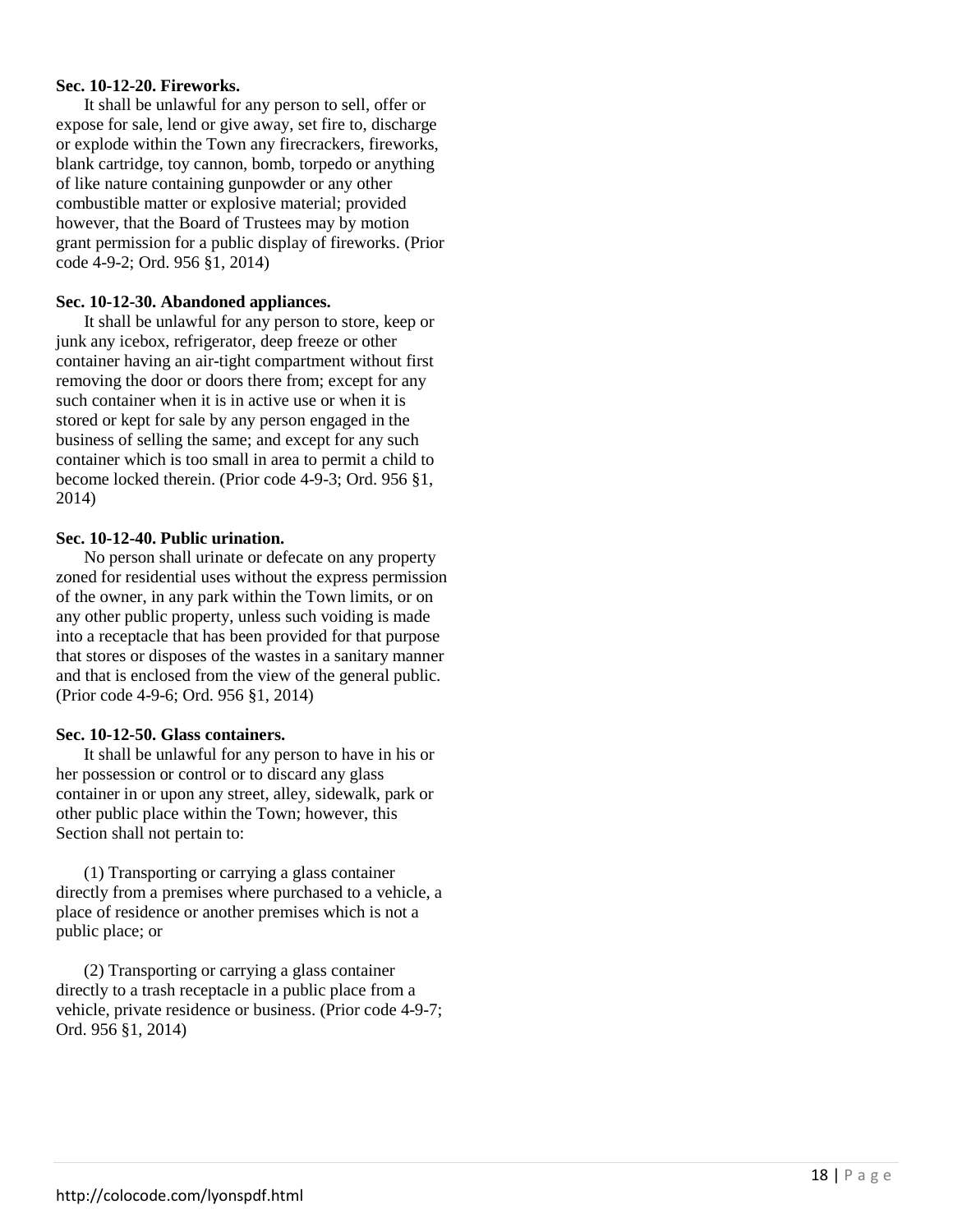**Sec. 10-12-20. Fireworks.**

It shall be unlawful for any person to sell, offer or expose for sale, lend or give away, set fire to, discharge or explode within the Town any firecrackers, fireworks, blank cartridge, toy cannon, bomb, torpedo or anything of like nature containing gunpowder or any other combustible matter or explosive material; provided however, that the Board of Trustees may by motion grant permission for a public display of fireworks. (Prior code 4-9-2; Ord. 956 §1, 2014)

**Sec. 10-12-30. Abandoned appliances.**

It shall be unlawful for any person to store, keep or junk any icebox, refrigerator, deep freeze or other container having an air-tight compartment without first removing the door or doors there from; except for any such container when it is in active use or when it is stored or kept for sale by any person engaged in the business of selling the same; and except for any such container which is too small in area to permit a child to become locked therein. (Prior code 4-9-3; Ord. 956 §1, 2014)

**Sec. 10-12-40. Public urination.**

No person shall urinate or defecate on any property zoned for residential uses without the express permission of the owner, in any park within the Town limits, or on any other public property, unless such voiding is made into a receptacle that has been provided for that purpose that stores or disposes of the wastes in a sanitary manner and that is enclosed from the view of the general public. (Prior code 4-9-6; Ord. 956 §1, 2014)

**Sec. 10-12-50. Glass containers.**

It shall be unlawful for any person to have in his or her possession or control or to discard any glass container in or upon any street, alley, sidewalk, park or other public place within the Town; however, this Section shall not pertain to:

(1) Transporting or carrying a glass container directly from a premises where purchased to a vehicle, a place of residence or another premises which is not a public place; or

(2) Transporting or carrying a glass container directly to a trash receptacle in a public place from a vehicle, private residence or business. (Prior code 4-9-7; Ord. 956 §1, 2014)